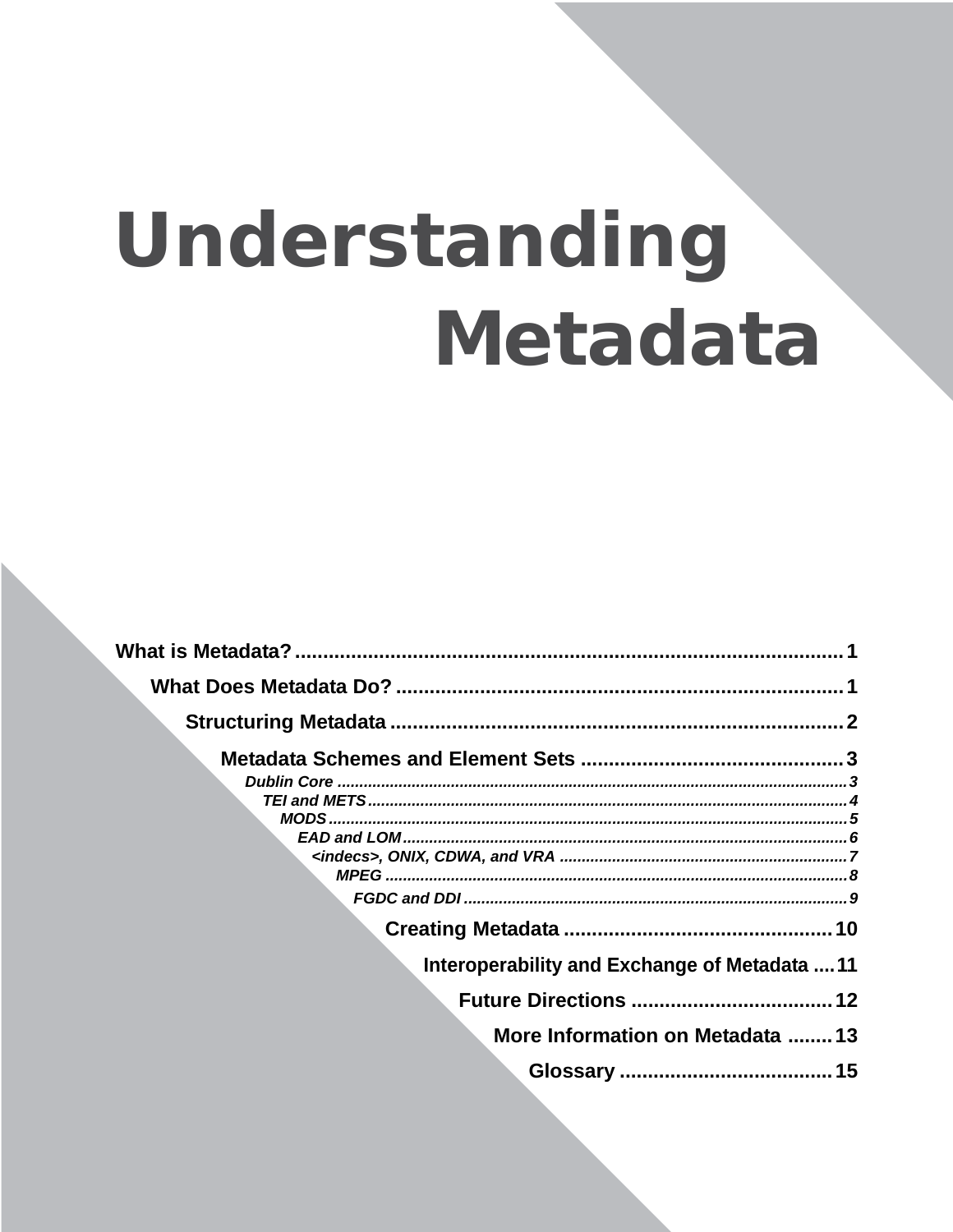# Understanding Metadata

What is Metadata? .................................................................................................1

What Does Metadata Do? ................................................................................1

Structuring Metadata .................................................................................2

Metadata Schemes and Element Sets ...............................................3

*Dublin Core* ...............................................................................................................3

*TEI and METS*............................................................................................................4

*MODS*........................................................................................................................5

*EAD and LOM*..........................................................................................................6

*<indecs>, ONIX, CDWA, and VRA* ..................................................................7

*MPEG* ......................................................................................................................8

*FGDC and DDI* ......................................................................................................9

Creating Metadata ................................................10

Interoperability and Exchange of Metadata ....11

Future Directions ....................................12

More Information on Metadata ........13

Glossary ......................................15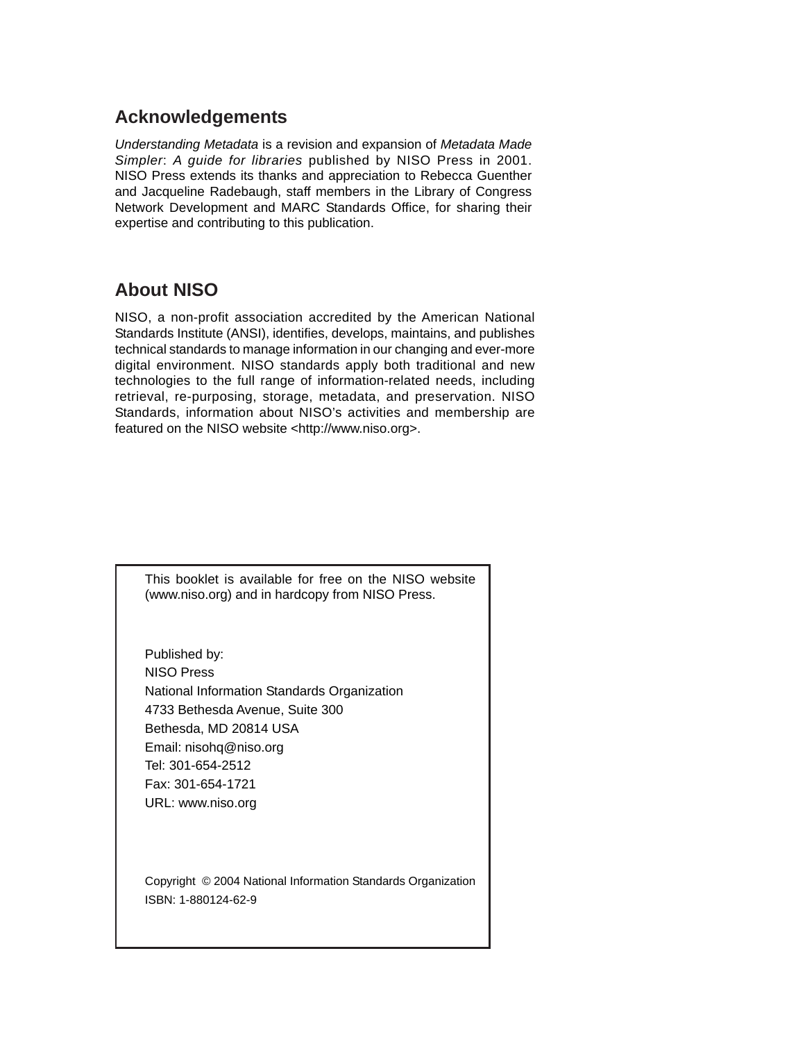## Acknowledgements

*Understanding Metadata* is a revision and expansion of *Metadata Made Simpler*: *A guide for libraries* published by NISO Press in 2001. NISO Press extends its thanks and appreciation to Rebecca Guenther and Jacqueline Radebaugh, staff members in the Library of Congress Network Development and MARC Standards Office, for sharing their expertise and contributing to this publication.

## About NISO

NISO, a non-profit association accredited by the American National Standards Institute (ANSI), identifies, develops, maintains, and publishes technical standards to manage information in our changing and ever-more digital environment. NISO standards apply both traditional and new technologies to the full range of information-related needs, including retrieval, re-purposing, storage, metadata, and preservation. NISO Standards, information about NISO's activities and membership are featured on the NISO website <http://www.niso.org>.

This booklet is available for free on the NISO website (www.niso.org) and in hardcopy from NISO Press.

Published by:
NISO Press
National Information Standards Organization
4733 Bethesda Avenue, Suite 300
Bethesda, MD 20814 USA
Email: nisohq@niso.org
Tel: 301-654-2512
Fax: 301-654-1721
URL: www.niso.org

Copyright © 2004 National Information Standards Organization
ISBN: 1-880124-62-9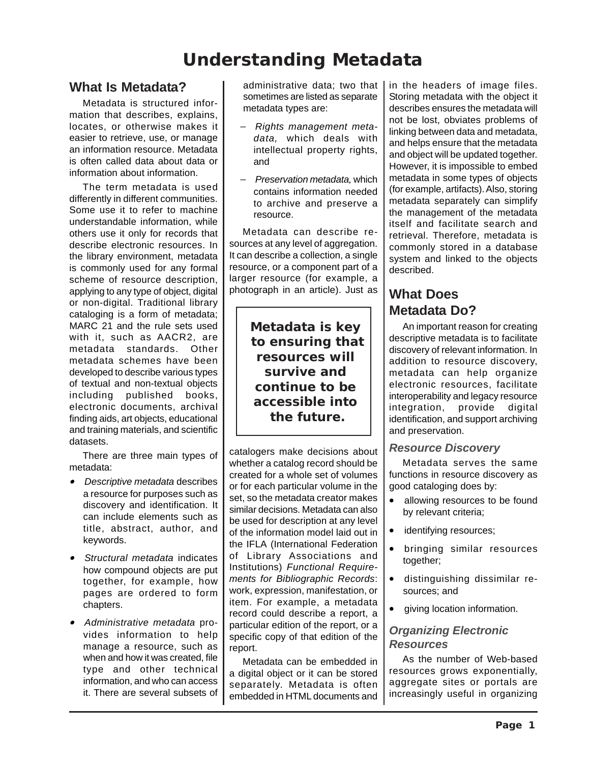# Understanding Metadata

## What Is Metadata?

Metadata is structured information that describes, explains, locates, or otherwise makes it easier to retrieve, use, or manage an information resource. Metadata is often called data about data or information about information.

The term metadata is used differently in different communities. Some use it to refer to machine understandable information, while others use it only for records that describe electronic resources. In the library environment, metadata is commonly used for any formal scheme of resource description, applying to any type of object, digital or non-digital. Traditional library cataloging is a form of metadata; MARC 21 and the rule sets used with it, such as AACR2, are metadata standards. Other metadata schemes have been developed to describe various types of textual and non-textual objects including published books, electronic documents, archival finding aids, art objects, educational and training materials, and scientific datasets.

There are three main types of metadata:

- *Descriptive metadata* describes a resource for purposes such as discovery and identification. It can include elements such as title, abstract, author, and keywords.
- *Structural metadata* indicates how compound objects are put together, for example, how pages are ordered to form chapters.
- *Administrative metadata* provides information to help manage a resource, such as when and how it was created, file type and other technical information, and who can access it. There are several subsets of administrative data; two that sometimes are listed as separate metadata types are:
  - *Rights management metadata,* which deals with intellectual property rights, and
  - *Preservation metadata,* which contains information needed to archive and preserve a resource.

Metadata can describe resources at any level of aggregation. It can describe a collection, a single resource, or a component part of a larger resource (for example, a photograph in an article). Just as catalogers make decisions about whether a catalog record should be created for a whole set of volumes or for each particular volume in the set, so the metadata creator makes similar decisions. Metadata can also be used for description at any level of the information model laid out in the IFLA (International Federation of Library Associations and Institutions) *Functional Requirements for Bibliographic Records*: work, expression, manifestation, or item. For example, a metadata record could describe a report, a particular edition of the report, or a specific copy of that edition of the report.

> **Metadata is key to ensuring that resources will survive and continue to be accessible into the future.**

Metadata can be embedded in a digital object or it can be stored separately. Metadata is often embedded in HTML documents and in the headers of image files. Storing metadata with the object it describes ensures the metadata will not be lost, obviates problems of linking between data and metadata, and helps ensure that the metadata and object will be updated together. However, it is impossible to embed metadata in some types of objects (for example, artifacts). Also, storing metadata separately can simplify the management of the metadata itself and facilitate search and retrieval. Therefore, metadata is commonly stored in a database system and linked to the objects described.

## What Does Metadata Do?

An important reason for creating descriptive metadata is to facilitate discovery of relevant information. In addition to resource discovery, metadata can help organize electronic resources, facilitate interoperability and legacy resource integration, provide digital identification, and support archiving and preservation.

### *Resource Discovery*

Metadata serves the same functions in resource discovery as good cataloging does by:

- allowing resources to be found by relevant criteria;
- identifying resources;
- bringing similar resources together;
- distinguishing dissimilar resources; and
- giving location information.

### *Organizing Electronic Resources*

As the number of Web-based resources grows exponentially, aggregate sites or portals are increasingly useful in organizing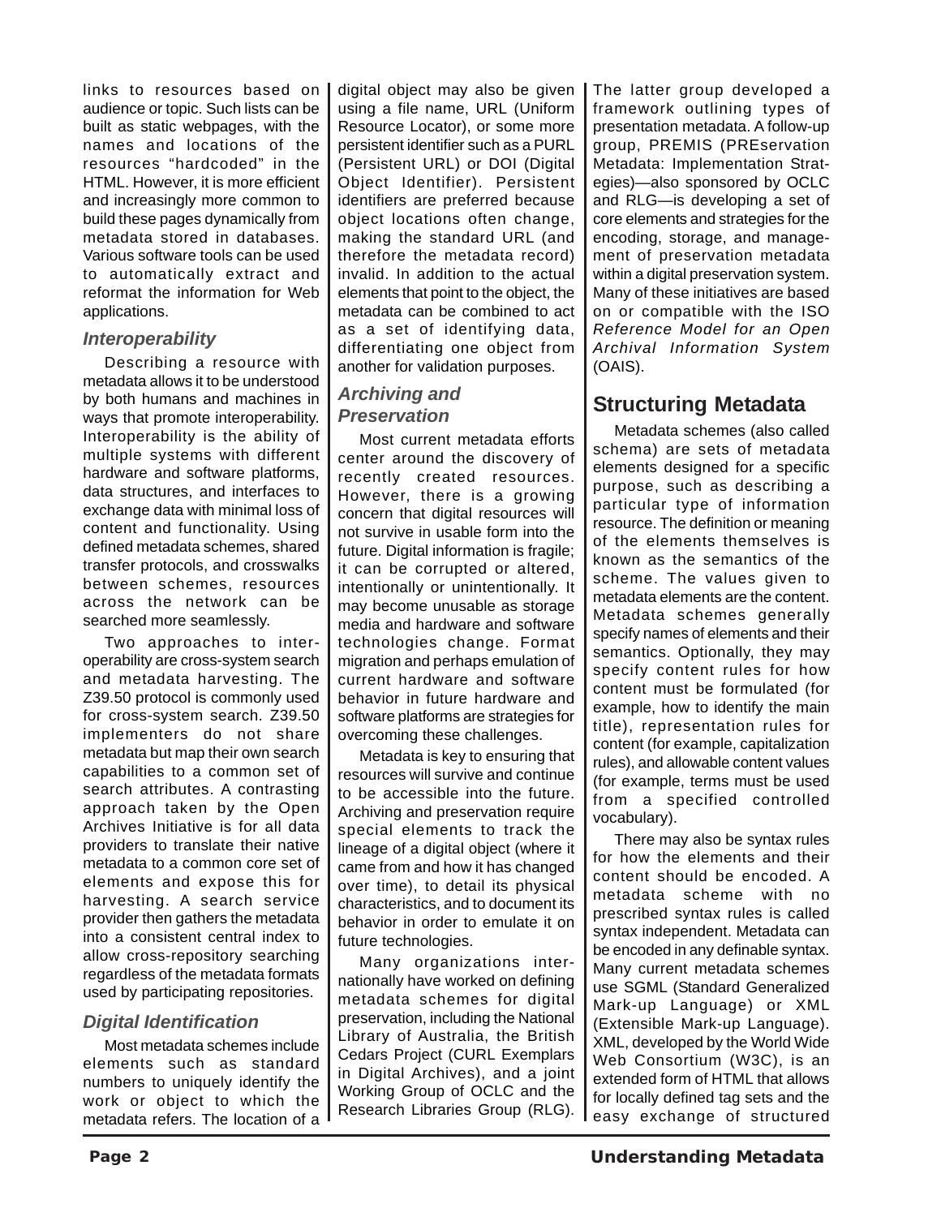links to resources based on audience or topic. Such lists can be built as static webpages, with the names and locations of the resources "hardcoded" in the HTML. However, it is more efficient and increasingly more common to build these pages dynamically from metadata stored in databases. Various software tools can be used to automatically extract and reformat the information for Web applications.

### *Interoperability*

Describing a resource with metadata allows it to be understood by both humans and machines in ways that promote interoperability. Interoperability is the ability of multiple systems with different hardware and software platforms, data structures, and interfaces to exchange data with minimal loss of content and functionality. Using defined metadata schemes, shared transfer protocols, and crosswalks between schemes, resources across the network can be searched more seamlessly.

Two approaches to interoperability are cross-system search and metadata harvesting. The Z39.50 protocol is commonly used for cross-system search. Z39.50 implementers do not share metadata but map their own search capabilities to a common set of search attributes. A contrasting approach taken by the Open Archives Initiative is for all data providers to translate their native metadata to a common core set of elements and expose this for harvesting. A search service provider then gathers the metadata into a consistent central index to allow cross-repository searching regardless of the metadata formats used by participating repositories.

### *Digital Identification*

Most metadata schemes include elements such as standard numbers to uniquely identify the work or object to which the metadata refers. The location of a digital object may also be given using a file name, URL (Uniform Resource Locator), or some more persistent identifier such as a PURL (Persistent URL) or DOI (Digital Object Identifier). Persistent identifiers are preferred because object locations often change, making the standard URL (and therefore the metadata record) invalid. In addition to the actual elements that point to the object, the metadata can be combined to act as a set of identifying data, differentiating one object from another for validation purposes.

### *Archiving and Preservation*

Most current metadata efforts center around the discovery of recently created resources. However, there is a growing concern that digital resources will not survive in usable form into the future. Digital information is fragile; it can be corrupted or altered, intentionally or unintentionally. It may become unusable as storage media and hardware and software technologies change. Format migration and perhaps emulation of current hardware and software behavior in future hardware and software platforms are strategies for overcoming these challenges.

Metadata is key to ensuring that resources will survive and continue to be accessible into the future. Archiving and preservation require special elements to track the lineage of a digital object (where it came from and how it has changed over time), to detail its physical characteristics, and to document its behavior in order to emulate it on future technologies.

Many organizations internationally have worked on defining metadata schemes for digital preservation, including the National Library of Australia, the British Cedars Project (CURL Exemplars in Digital Archives), and a joint Working Group of OCLC and the Research Libraries Group (RLG). The latter group developed a framework outlining types of presentation metadata. A follow-up group, PREMIS (PREservation Metadata: Implementation Strategies)—also sponsored by OCLC and RLG—is developing a set of core elements and strategies for the encoding, storage, and management of preservation metadata within a digital preservation system. Many of these initiatives are based on or compatible with the ISO *Reference Model for an Open Archival Information System* (OAIS).

## Structuring Metadata

Metadata schemes (also called schema) are sets of metadata elements designed for a specific purpose, such as describing a particular type of information resource. The definition or meaning of the elements themselves is known as the semantics of the scheme. The values given to metadata elements are the content. Metadata schemes generally specify names of elements and their semantics. Optionally, they may specify content rules for how content must be formulated (for example, how to identify the main title), representation rules for content (for example, capitalization rules), and allowable content values (for example, terms must be used from a specified controlled vocabulary).

There may also be syntax rules for how the elements and their content should be encoded. A metadata scheme with no prescribed syntax rules is called syntax independent. Metadata can be encoded in any definable syntax. Many current metadata schemes use SGML (Standard Generalized Mark-up Language) or XML (Extensible Mark-up Language). XML, developed by the World Wide Web Consortium (W3C), is an extended form of HTML that allows for locally defined tag sets and the easy exchange of structured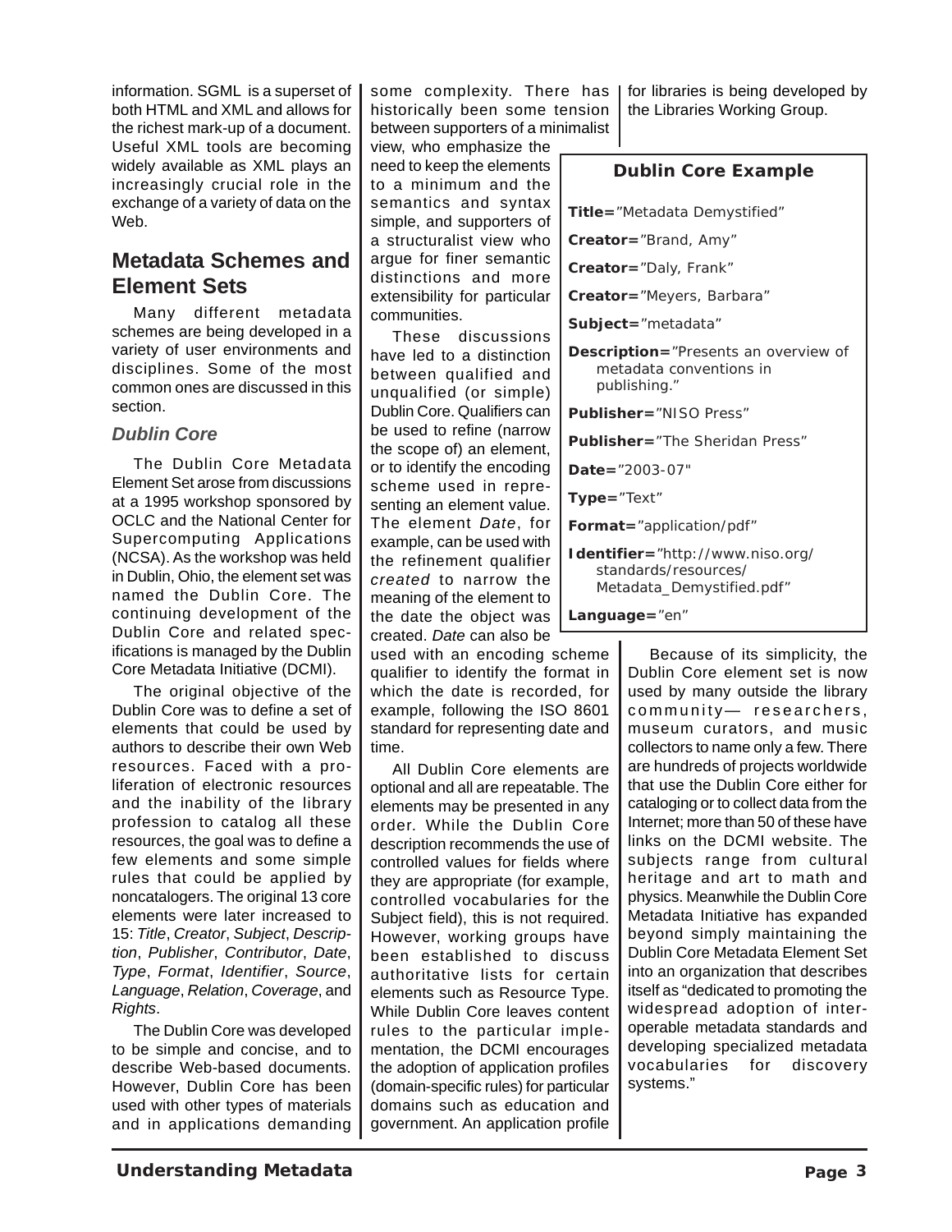information. SGML is a superset of both HTML and XML and allows for the richest mark-up of a document. Useful XML tools are becoming widely available as XML plays an increasingly crucial role in the exchange of a variety of data on the Web.

## Metadata Schemes and Element Sets

Many different metadata schemes are being developed in a variety of user environments and disciplines. Some of the most common ones are discussed in this section.

### *Dublin Core*

The Dublin Core Metadata Element Set arose from discussions at a 1995 workshop sponsored by OCLC and the National Center for Supercomputing Applications (NCSA). As the workshop was held in Dublin, Ohio, the element set was named the Dublin Core. The continuing development of the Dublin Core and related specifications is managed by the Dublin Core Metadata Initiative (DCMI).

The original objective of the Dublin Core was to define a set of elements that could be used by authors to describe their own Web resources. Faced with a proliferation of electronic resources and the inability of the library profession to catalog all these resources, the goal was to define a few elements and some simple rules that could be applied by noncatalogers. The original 13 core elements were later increased to 15: *Title*, *Creator*, *Subject*, *Description*, *Publisher*, *Contributor*, *Date*, *Type*, *Format*, *Identifier*, *Source*, *Language*, *Relation*, *Coverage*, and *Rights*.

The Dublin Core was developed to be simple and concise, and to describe Web-based documents. However, Dublin Core has been used with other types of materials and in applications demanding some complexity. There has historically been some tension between supporters of a minimalist view, who emphasize the need to keep the elements to a minimum and the semantics and syntax simple, and supporters of a structuralist view who argue for finer semantic distinctions and more extensibility for particular communities.

These discussions have led to a distinction between qualified and unqualified (or simple) Dublin Core. Qualifiers can be used to refine (narrow the scope of) an element, or to identify the encoding scheme used in representing an element value. The element *Date*, for example, can be used with the refinement qualifier *created* to narrow the meaning of the element to the date the object was created. *Date* can also be used with an encoding scheme qualifier to identify the format in which the date is recorded, for example, following the ISO 8601 standard for representing date and time.

All Dublin Core elements are optional and all are repeatable. The elements may be presented in any order. While the Dublin Core description recommends the use of controlled values for fields where they are appropriate (for example, controlled vocabularies for the Subject field), this is not required. However, working groups have been established to discuss authoritative lists for certain elements such as Resource Type. While Dublin Core leaves content rules to the particular implementation, the DCMI encourages the adoption of application profiles (domain-specific rules) for particular domains such as education and government. An application profile for libraries is being developed by the Libraries Working Group.

**Dublin Core Example**

**Title=**"Metadata Demystified"

**Creator=**"Brand, Amy"

**Creator=**"Daly, Frank"

**Creator=**"Meyers, Barbara"

**Subject=**"metadata"

**Description=**"Presents an overview of metadata conventions in publishing."

**Publisher=**"NISO Press"

**Publisher=**"The Sheridan Press"

**Date=**"2003-07"

**Type=**"Text"

**Format=**"application/pdf"

**Identifier=**"http://www.niso.org/standards/resources/Metadata_Demystified.pdf"

**Language=**"en"

Because of its simplicity, the Dublin Core element set is now used by many outside the library community— researchers, museum curators, and music collectors to name only a few. There are hundreds of projects worldwide that use the Dublin Core either for cataloging or to collect data from the Internet; more than 50 of these have links on the DCMI website. The subjects range from cultural heritage and art to math and physics. Meanwhile the Dublin Core Metadata Initiative has expanded beyond simply maintaining the Dublin Core Metadata Element Set into an organization that describes itself as "dedicated to promoting the widespread adoption of interoperable metadata standards and developing specialized metadata vocabularies for discovery systems."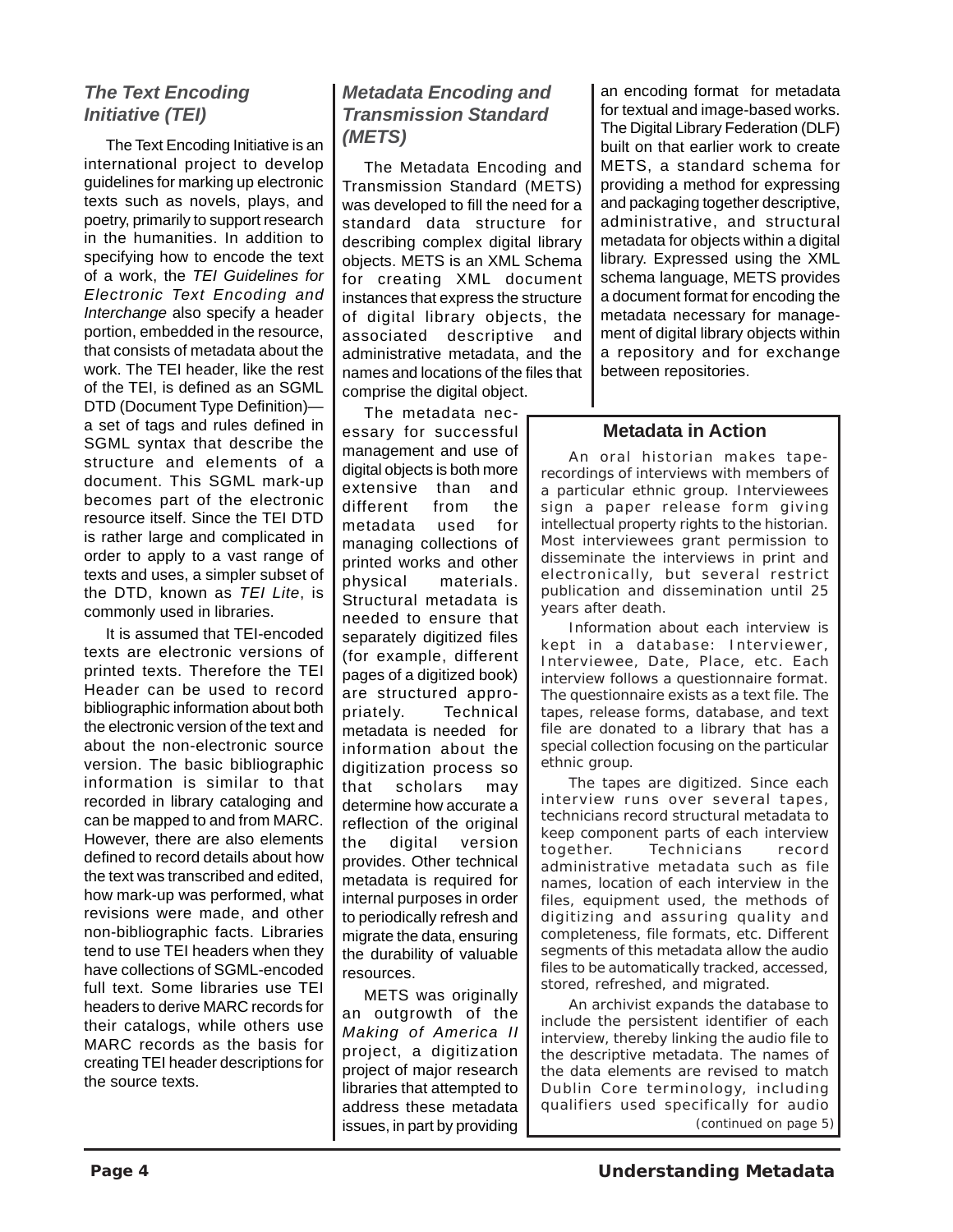### *The Text Encoding Initiative (TEI)*

The Text Encoding Initiative is an international project to develop guidelines for marking up electronic texts such as novels, plays, and poetry, primarily to support research in the humanities. In addition to specifying how to encode the text of a work, the *TEI Guidelines for Electronic Text Encoding and Interchange* also specify a header portion, embedded in the resource, that consists of metadata about the work. The TEI header, like the rest of the TEI, is defined as an SGML DTD (Document Type Definition)—a set of tags and rules defined in SGML syntax that describe the structure and elements of a document. This SGML mark-up becomes part of the electronic resource itself. Since the TEI DTD is rather large and complicated in order to apply to a vast range of texts and uses, a simpler subset of the DTD, known as *TEI Lite*, is commonly used in libraries.

It is assumed that TEI-encoded texts are electronic versions of printed texts. Therefore the TEI Header can be used to record bibliographic information about both the electronic version of the text and about the non-electronic source version. The basic bibliographic information is similar to that recorded in library cataloging and can be mapped to and from MARC. However, there are also elements defined to record details about how the text was transcribed and edited, how mark-up was performed, what revisions were made, and other non-bibliographic facts. Libraries tend to use TEI headers when they have collections of SGML-encoded full text. Some libraries use TEI headers to derive MARC records for their catalogs, while others use MARC records as the basis for creating TEI header descriptions for the source texts.

### *Metadata Encoding and Transmission Standard (METS)*

The Metadata Encoding and Transmission Standard (METS) was developed to fill the need for a standard data structure for describing complex digital library objects. METS is an XML Schema for creating XML document instances that express the structure of digital library objects, the associated descriptive and administrative metadata, and the names and locations of the files that comprise the digital object.

The metadata necessary for successful management and use of digital objects is both more extensive than and different from the metadata used for managing collections of printed works and other physical materials. Structural metadata is needed to ensure that separately digitized files (for example, different pages of a digitized book) are structured appropriately. Technical metadata is needed for information about the digitization process so that scholars may determine how accurate a reflection of the original the digital version provides. Other technical metadata is required for internal purposes in order to periodically refresh and migrate the data, ensuring the durability of valuable resources.

METS was originally an outgrowth of the *Making of America II* project, a digitization project of major research libraries that attempted to address these metadata issues, in part by providing an encoding format for metadata for textual and image-based works. The Digital Library Federation (DLF) built on that earlier work to create METS, a standard schema for providing a method for expressing and packaging together descriptive, administrative, and structural metadata for objects within a digital library. Expressed using the XML schema language, METS provides a document format for encoding the metadata necessary for management of digital library objects within a repository and for exchange between repositories.

### Metadata in Action

An oral historian makes tape-recordings of interviews with members of a particular ethnic group. Interviewees sign a paper release form giving intellectual property rights to the historian. Most interviewees grant permission to disseminate the interviews in print and electronically, but several restrict publication and dissemination until 25 years after death.

Information about each interview is kept in a database: Interviewer, Interviewee, Date, Place, etc. Each interview follows a questionnaire format. The questionnaire exists as a text file. The tapes, release forms, database, and text file are donated to a library that has a special collection focusing on the particular ethnic group.

The tapes are digitized. Since each interview runs over several tapes, technicians record structural metadata to keep component parts of each interview together. Technicians record administrative metadata such as file names, location of each interview in the files, equipment used, the methods of digitizing and assuring quality and completeness, file formats, etc. Different segments of this metadata allow the audio files to be automatically tracked, accessed, stored, refreshed, and migrated.

An archivist expands the database to include the persistent identifier of each interview, thereby linking the audio file to the descriptive metadata. The names of the data elements are revised to match Dublin Core terminology, including qualifiers used specifically for audio

(continued on page 5)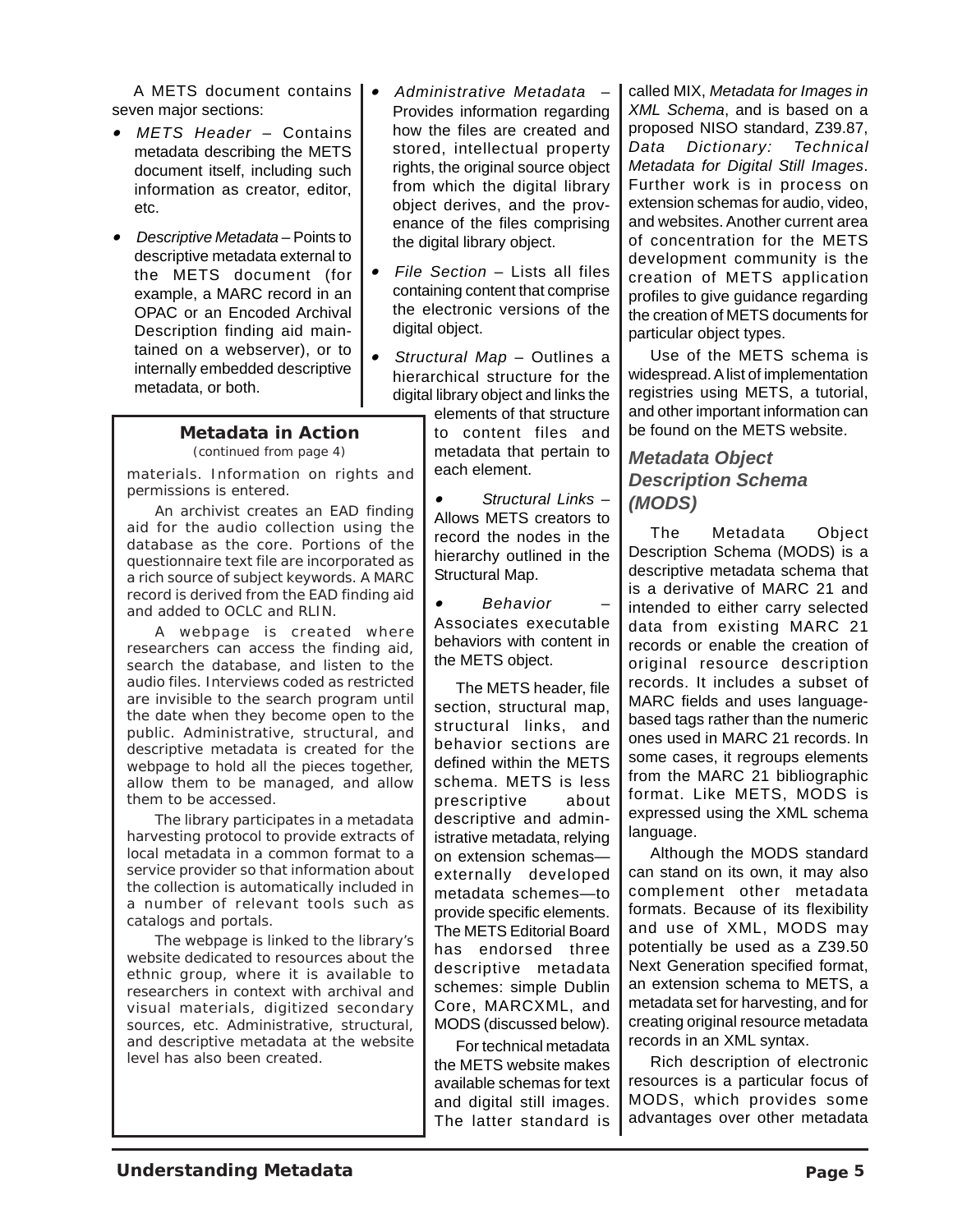A METS document contains seven major sections:

- *METS Header* – Contains metadata describing the METS document itself, including such information as creator, editor, etc.
- *Descriptive Metadata* – Points to descriptive metadata external to the METS document (for example, a MARC record in an OPAC or an Encoded Archival Description finding aid maintained on a webserver), or to internally embedded descriptive metadata, or both.
- *Administrative Metadata* – Provides information regarding how the files are created and stored, intellectual property rights, the original source object from which the digital library object derives, and the provenance of the files comprising the digital library object.
- *File Section* – Lists all files containing content that comprise the electronic versions of the digital object.
- *Structural Map* – Outlines a hierarchical structure for the digital library object and links the elements of that structure to content files and metadata that pertain to each element.
- *Structural Links* – Allows METS creators to record the nodes in the hierarchy outlined in the Structural Map.
- *Behavior* – Associates executable behaviors with content in the METS object.

The METS header, file section, structural map, structural links, and behavior sections are defined within the METS schema. METS is less prescriptive about descriptive and administrative metadata, relying on extension schemas—externally developed metadata schemes—to provide specific elements. The METS Editorial Board has endorsed three descriptive metadata schemes: simple Dublin Core, MARCXML, and MODS (discussed below).

For technical metadata the METS website makes available schemas for text and digital still images. The latter standard is called MIX, *Metadata for Images in XML Schema*, and is based on a proposed NISO standard, Z39.87, *Data Dictionary: Technical Metadata for Digital Still Images*. Further work is in process on extension schemas for audio, video, and websites. Another current area of concentration for the METS development community is the creation of METS application profiles to give guidance regarding the creation of METS documents for particular object types.

Use of the METS schema is widespread. A list of implementation registries using METS, a tutorial, and other important information can be found on the METS website.

### Metadata in Action

(continued from page 4)

materials. Information on rights and permissions is entered.

An archivist creates an EAD finding aid for the audio collection using the database as the core. Portions of the questionnaire text file are incorporated as a rich source of subject keywords. A MARC record is derived from the EAD finding aid and added to OCLC and RLIN.

A webpage is created where researchers can access the finding aid, search the database, and listen to the audio files. Interviews coded as restricted are invisible to the search program until the date when they become open to the public. Administrative, structural, and descriptive metadata is created for the webpage to hold all the pieces together, allow them to be managed, and allow them to be accessed.

The library participates in a metadata harvesting protocol to provide extracts of local metadata in a common format to a service provider so that information about the collection is automatically included in a number of relevant tools such as catalogs and portals.

The webpage is linked to the library's website dedicated to resources about the ethnic group, where it is available to researchers in context with archival and visual materials, digitized secondary sources, etc. Administrative, structural, and descriptive metadata at the website level has also been created.

## *Metadata Object Description Schema (MODS)*

The Metadata Object Description Schema (MODS) is a descriptive metadata schema that is a derivative of MARC 21 and intended to either carry selected data from existing MARC 21 records or enable the creation of original resource description records. It includes a subset of MARC fields and uses language-based tags rather than the numeric ones used in MARC 21 records. In some cases, it regroups elements from the MARC 21 bibliographic format. Like METS, MODS is expressed using the XML schema language.

Although the MODS standard can stand on its own, it may also complement other metadata formats. Because of its flexibility and use of XML, MODS may potentially be used as a Z39.50 Next Generation specified format, an extension schema to METS, a metadata set for harvesting, and for creating original resource metadata records in an XML syntax.

Rich description of electronic resources is a particular focus of MODS, which provides some advantages over other metadata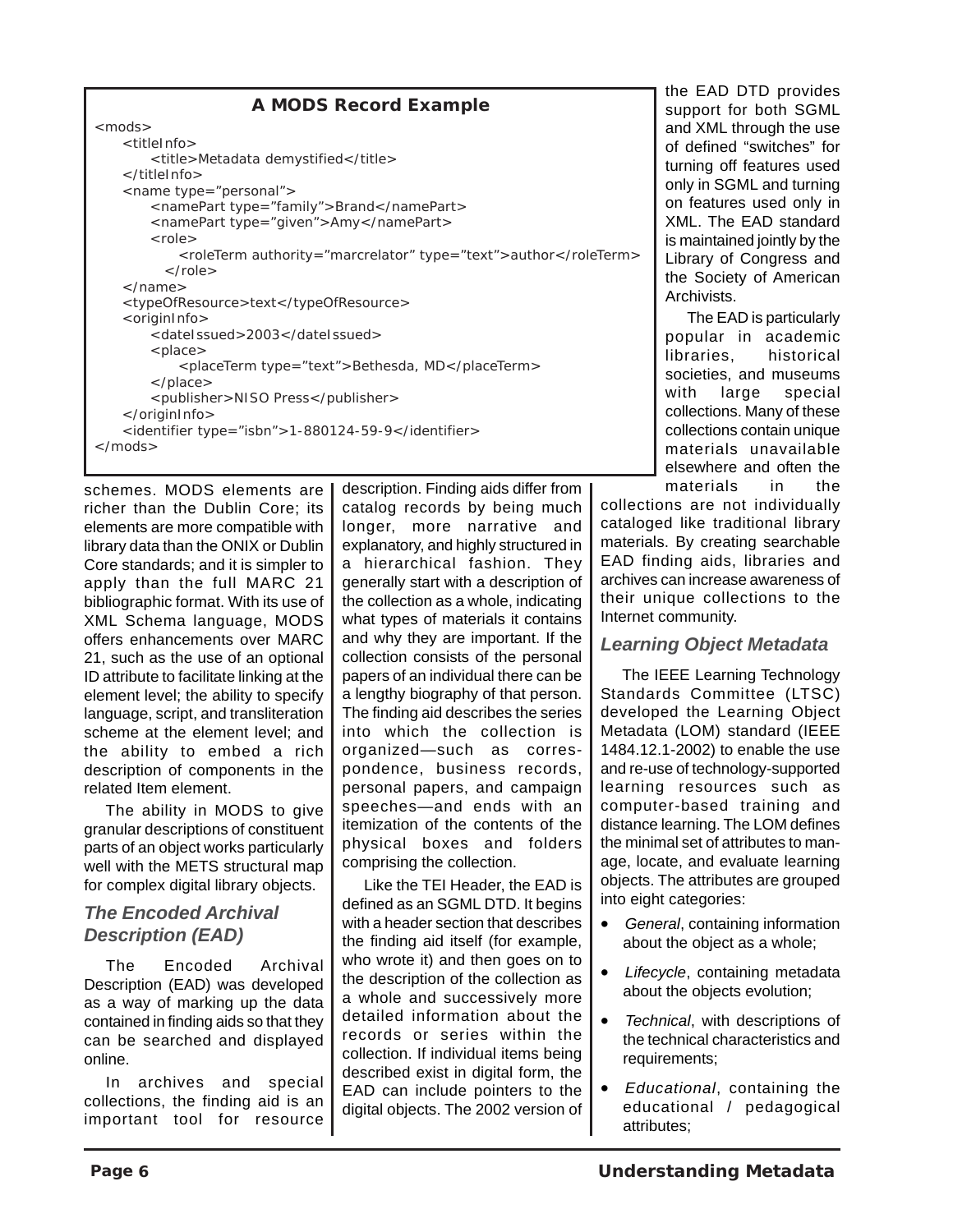### A MODS Record Example

```
<mods>
    <titleInfo>
        <title>Metadata demystified</title>
    </titleInfo>
    <name type="personal">
        <namePart type="family">Brand</namePart>
        <namePart type="given">Amy</namePart>
        <role>
            <roleTerm authority="marcrelator" type="text">author</roleTerm>
        </role>
    </name>
    <typeOfResource>text</typeOfResource>
    <originInfo>
        <dateIssued>2003</dateIssued>
        <place>
            <placeTerm type="text">Bethesda, MD</placeTerm>
        </place>
        <publisher>NISO Press</publisher>
    </originInfo>
    <identifier type="isbn">1-880124-59-9</identifier>
</mods>
```

schemes. MODS elements are richer than the Dublin Core; its elements are more compatible with library data than the ONIX or Dublin Core standards; and it is simpler to apply than the full MARC 21 bibliographic format. With its use of XML Schema language, MODS offers enhancements over MARC 21, such as the use of an optional ID attribute to facilitate linking at the element level; the ability to specify language, script, and transliteration scheme at the element level; and the ability to embed a rich description of components in the related Item element.

The ability in MODS to give granular descriptions of constituent parts of an object works particularly well with the METS structural map for complex digital library objects.

## The Encoded Archival Description (EAD)

The Encoded Archival Description (EAD) was developed as a way of marking up the data contained in finding aids so that they can be searched and displayed online.

In archives and special collections, the finding aid is an important tool for resource description. Finding aids differ from catalog records by being much longer, more narrative and explanatory, and highly structured in a hierarchical fashion. They generally start with a description of the collection as a whole, indicating what types of materials it contains and why they are important. If the collection consists of the personal papers of an individual there can be a lengthy biography of that person. The finding aid describes the series into which the collection is organized—such as correspondence, business records, personal papers, and campaign speeches—and ends with an itemization of the contents of the physical boxes and folders comprising the collection.

Like the TEI Header, the EAD is defined as an SGML DTD. It begins with a header section that describes the finding aid itself (for example, who wrote it) and then goes on to the description of the collection as a whole and successively more detailed information about the records or series within the collection. If individual items being described exist in digital form, the EAD can include pointers to the digital objects. The 2002 version of the EAD DTD provides support for both SGML and XML through the use of defined "switches" for turning off features used only in SGML and turning on features used only in XML. The EAD standard is maintained jointly by the Library of Congress and the Society of American Archivists.

The EAD is particularly popular in academic libraries, historical societies, and museums with large special collections. Many of these collections contain unique materials unavailable elsewhere and often the materials in the collections are not individually cataloged like traditional library materials. By creating searchable EAD finding aids, libraries and archives can increase awareness of their unique collections to the Internet community.

## Learning Object Metadata

The IEEE Learning Technology Standards Committee (LTSC) developed the Learning Object Metadata (LOM) standard (IEEE 1484.12.1-2002) to enable the use and re-use of technology-supported learning resources such as computer-based training and distance learning. The LOM defines the minimal set of attributes to manage, locate, and evaluate learning objects. The attributes are grouped into eight categories:

- *General*, containing information about the object as a whole;
- *Lifecycle*, containing metadata about the objects evolution;
- *Technical*, with descriptions of the technical characteristics and requirements;
- *Educational*, containing the educational / pedagogical attributes;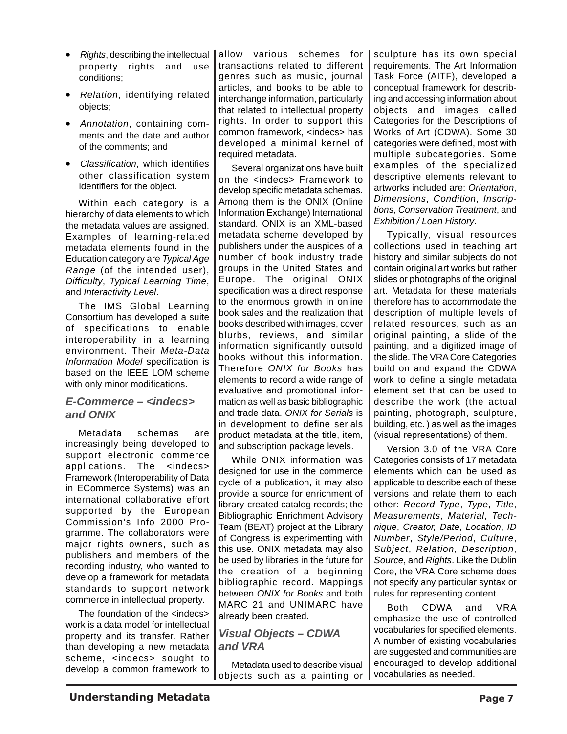- *Rights*, describing the intellectual property rights and use conditions;
- *Relation*, identifying related objects;
- *Annotation*, containing comments and the date and author of the comments; and
- *Classification*, which identifies other classification system identifiers for the object.

Within each category is a hierarchy of data elements to which the metadata values are assigned. Examples of learning-related metadata elements found in the Education category are *Typical Age Range* (of the intended user), *Difficulty*, *Typical Learning Time*, and *Interactivity Level*.

The IMS Global Learning Consortium has developed a suite of specifications to enable interoperability in a learning environment. Their *Meta-Data Information Model* specification is based on the IEEE LOM scheme with only minor modifications.

## E-Commerce – <indecs> and ONIX

Metadata schemas are increasingly being developed to support electronic commerce applications. The <indecs> Framework (Interoperability of Data in ECommerce Systems) was an international collaborative effort supported by the European Commission's Info 2000 Programme. The collaborators were major rights owners, such as publishers and members of the recording industry, who wanted to develop a framework for metadata standards to support network commerce in intellectual property.

The foundation of the <indecs> work is a data model for intellectual property and its transfer. Rather than developing a new metadata scheme, <indecs> sought to develop a common framework to allow various schemes for transactions related to different genres such as music, journal articles, and books to be able to interchange information, particularly that related to intellectual property rights. In order to support this common framework, <indecs> has developed a minimal kernel of required metadata.

Several organizations have built on the <indecs> Framework to develop specific metadata schemas. Among them is the ONIX (Online Information Exchange) International standard. ONIX is an XML-based metadata scheme developed by publishers under the auspices of a number of book industry trade groups in the United States and Europe. The original ONIX specification was a direct response to the enormous growth in online book sales and the realization that books described with images, cover blurbs, reviews, and similar information significantly outsold books without this information. Therefore *ONIX for Books* has elements to record a wide range of evaluative and promotional information as well as basic bibliographic and trade data. *ONIX for Serials* is in development to define serials product metadata at the title, item, and subscription package levels.

While ONIX information was designed for use in the commerce cycle of a publication, it may also provide a source for enrichment of library-created catalog records; the Bibliographic Enrichment Advisory Team (BEAT) project at the Library of Congress is experimenting with this use. ONIX metadata may also be used by libraries in the future for the creation of a beginning bibliographic record. Mappings between *ONIX for Books* and both MARC 21 and UNIMARC have already been created.

## Visual Objects – CDWA and VRA

Metadata used to describe visual objects such as a painting or sculpture has its own special requirements. The Art Information Task Force (AITF), developed a conceptual framework for describing and accessing information about objects and images called Categories for the Descriptions of Works of Art (CDWA). Some 30 categories were defined, most with multiple subcategories. Some examples of the specialized descriptive elements relevant to artworks included are: *Orientation*, *Dimensions*, *Condition*, *Inscriptions*, *Conservation Treatment*, and *Exhibition / Loan History*.

Typically, visual resources collections used in teaching art history and similar subjects do not contain original art works but rather slides or photographs of the original art. Metadata for these materials therefore has to accommodate the description of multiple levels of related resources, such as an original painting, a slide of the painting, and a digitized image of the slide. The VRA Core Categories build on and expand the CDWA work to define a single metadata element set that can be used to describe the work (the actual painting, photograph, sculpture, building, etc. ) as well as the images (visual representations) of them.

Version 3.0 of the VRA Core Categories consists of 17 metadata elements which can be used as applicable to describe each of these versions and relate them to each other: *Record Type*, *Type*, *Title*, *Measurements*, *Material*, *Technique*, *Creator, Date*, *Location*, *ID Number*, *Style/Period*, *Culture*, *Subject*, *Relation*, *Description*, *Source*, and *Rights*. Like the Dublin Core, the VRA Core scheme does not specify any particular syntax or rules for representing content.

Both CDWA and VRA emphasize the use of controlled vocabularies for specified elements. A number of existing vocabularies are suggested and communities are encouraged to develop additional vocabularies as needed.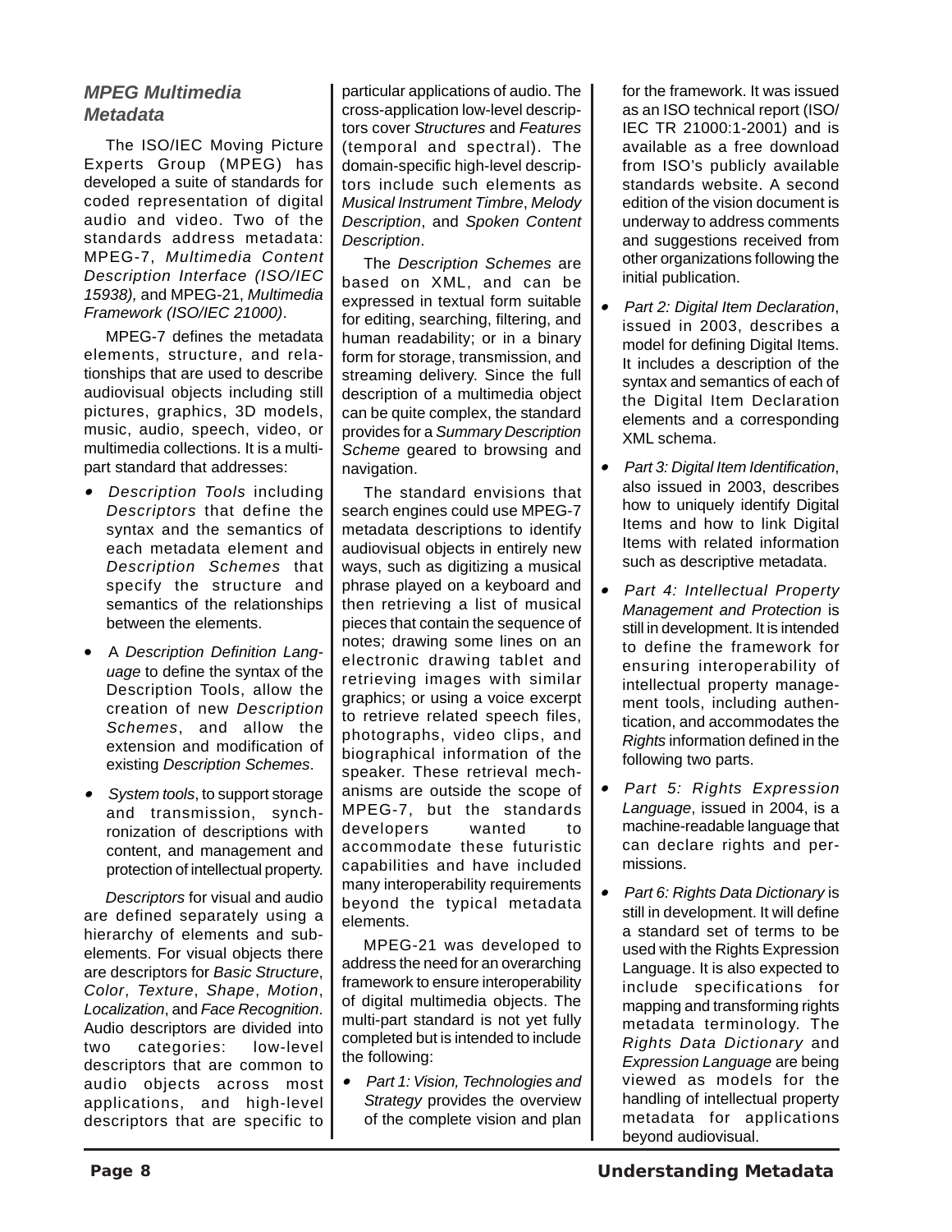## *MPEG Multimedia Metadata*

The ISO/IEC Moving Picture Experts Group (MPEG) has developed a suite of standards for coded representation of digital audio and video. Two of the standards address metadata: MPEG-7, *Multimedia Content Description Interface (ISO/IEC 15938),* and MPEG-21, *Multimedia Framework (ISO/IEC 21000)*.

MPEG-7 defines the metadata elements, structure, and relationships that are used to describe audiovisual objects including still pictures, graphics, 3D models, music, audio, speech, video, or multimedia collections. It is a multipart standard that addresses:

- *Description Tools* including *Descriptors* that define the syntax and the semantics of each metadata element and *Description Schemes* that specify the structure and semantics of the relationships between the elements.
- A *Description Definition Language* to define the syntax of the Description Tools, allow the creation of new *Description Schemes*, and allow the extension and modification of existing *Description Schemes*.
- *System tools*, to support storage and transmission, synchronization of descriptions with content, and management and protection of intellectual property.

*Descriptors* for visual and audio are defined separately using a hierarchy of elements and subelements. For visual objects there are descriptors for *Basic Structure*, *Color*, *Texture*, *Shape*, *Motion*, *Localization*, and *Face Recognition*. Audio descriptors are divided into two categories: low-level descriptors that are common to audio objects across most applications, and high-level descriptors that are specific to particular applications of audio. The cross-application low-level descriptors cover *Structures* and *Features* (temporal and spectral). The domain-specific high-level descriptors include such elements as *Musical Instrument Timbre*, *Melody Description*, and *Spoken Content Description*.

The *Description Schemes* are based on XML, and can be expressed in textual form suitable for editing, searching, filtering, and human readability; or in a binary form for storage, transmission, and streaming delivery. Since the full description of a multimedia object can be quite complex, the standard provides for a *Summary Description Scheme* geared to browsing and navigation.

The standard envisions that search engines could use MPEG-7 metadata descriptions to identify audiovisual objects in entirely new ways, such as digitizing a musical phrase played on a keyboard and then retrieving a list of musical pieces that contain the sequence of notes; drawing some lines on an electronic drawing tablet and retrieving images with similar graphics; or using a voice excerpt to retrieve related speech files, photographs, video clips, and biographical information of the speaker. These retrieval mechanisms are outside the scope of MPEG-7, but the standards developers wanted to accommodate these futuristic capabilities and have included many interoperability requirements beyond the typical metadata elements.

MPEG-21 was developed to address the need for an overarching framework to ensure interoperability of digital multimedia objects. The multi-part standard is not yet fully completed but is intended to include the following:

- *Part 1: Vision, Technologies and Strategy* provides the overview of the complete vision and plan for the framework. It was issued as an ISO technical report (ISO/IEC TR 21000:1-2001) and is available as a free download from ISO's publicly available standards website. A second edition of the vision document is underway to address comments and suggestions received from other organizations following the initial publication.
- *Part 2: Digital Item Declaration*, issued in 2003, describes a model for defining Digital Items. It includes a description of the syntax and semantics of each of the Digital Item Declaration elements and a corresponding XML schema.
- *Part 3: Digital Item Identification*, also issued in 2003, describes how to uniquely identify Digital Items and how to link Digital Items with related information such as descriptive metadata.
- *Part 4: Intellectual Property Management and Protection* is still in development. It is intended to define the framework for ensuring interoperability of intellectual property management tools, including authentication, and accommodates the *Rights* information defined in the following two parts.
- *Part 5: Rights Expression Language*, issued in 2004, is a machine-readable language that can declare rights and permissions.
- *Part 6: Rights Data Dictionary* is still in development. It will define a standard set of terms to be used with the Rights Expression Language. It is also expected to include specifications for mapping and transforming rights metadata terminology. The *Rights Data Dictionary* and *Expression Language* are being viewed as models for the handling of intellectual property metadata for applications beyond audiovisual.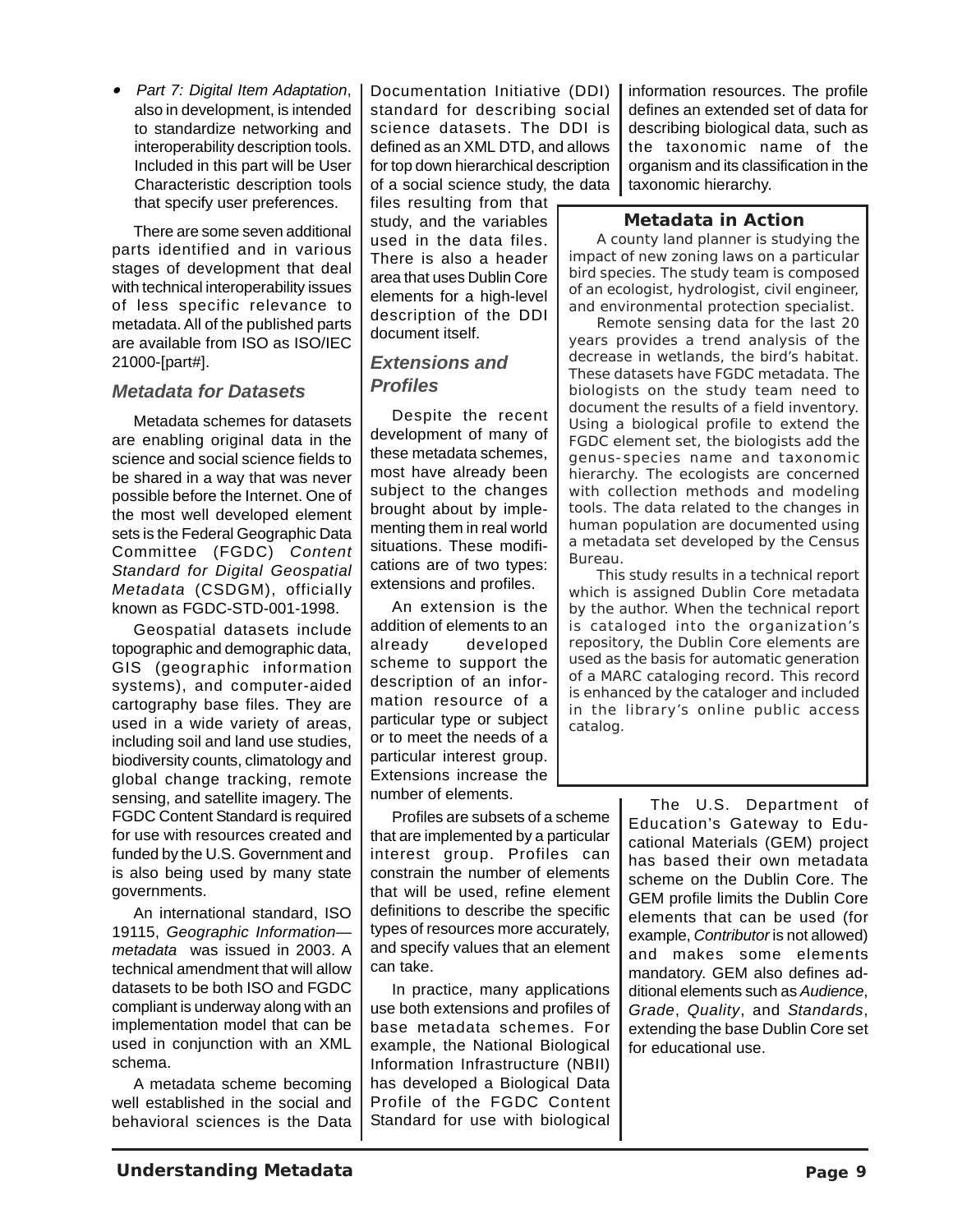- *Part 7: Digital Item Adaptation*, also in development, is intended to standardize networking and interoperability description tools. Included in this part will be User Characteristic description tools that specify user preferences.

There are some seven additional parts identified and in various stages of development that deal with technical interoperability issues of less specific relevance to metadata. All of the published parts are available from ISO as ISO/IEC 21000-[part#].

### *Metadata for Datasets*

Metadata schemes for datasets are enabling original data in the science and social science fields to be shared in a way that was never possible before the Internet. One of the most well developed element sets is the Federal Geographic Data Committee (FGDC) *Content Standard for Digital Geospatial Metadata* (CSDGM), officially known as FGDC-STD-001-1998.

Geospatial datasets include topographic and demographic data, GIS (geographic information systems), and computer-aided cartography base files. They are used in a wide variety of areas, including soil and land use studies, biodiversity counts, climatology and global change tracking, remote sensing, and satellite imagery. The FGDC Content Standard is required for use with resources created and funded by the U.S. Government and is also being used by many state governments.

An international standard, ISO 19115, *Geographic Information—metadata* was issued in 2003. A technical amendment that will allow datasets to be both ISO and FGDC compliant is underway along with an implementation model that can be used in conjunction with an XML schema.

A metadata scheme becoming well established in the social and behavioral sciences is the Data Documentation Initiative (DDI) standard for describing social science datasets. The DDI is defined as an XML DTD, and allows for top down hierarchical description of a social science study, the data files resulting from that study, and the variables used in the data files. There is also a header area that uses Dublin Core elements for a high-level description of the DDI document itself.

### *Extensions and Profiles*

Despite the recent development of many of these metadata schemes, most have already been subject to the changes brought about by implementing them in real world situations. These modifications are of two types: extensions and profiles.

An extension is the addition of elements to an already developed scheme to support the description of an information resource of a particular type or subject or to meet the needs of a particular interest group. Extensions increase the number of elements.

Profiles are subsets of a scheme that are implemented by a particular interest group. Profiles can constrain the number of elements that will be used, refine element definitions to describe the specific types of resources more accurately, and specify values that an element can take.

In practice, many applications use both extensions and profiles of base metadata schemes. For example, the National Biological Information Infrastructure (NBII) has developed a Biological Data Profile of the FGDC Content Standard for use with biological information resources. The profile defines an extended set of data for describing biological data, such as the taxonomic name of the organism and its classification in the taxonomic hierarchy.

The U.S. Department of Education's Gateway to Educational Materials (GEM) project has based their own metadata scheme on the Dublin Core. The GEM profile limits the Dublin Core elements that can be used (for example, *Contributor* is not allowed) and makes some elements mandatory. GEM also defines additional elements such as *Audience*, *Grade*, *Quality*, and *Standards*, extending the base Dublin Core set for educational use.

> **Metadata in Action**
>
> A county land planner is studying the impact of new zoning laws on a particular bird species. The study team is composed of an ecologist, hydrologist, civil engineer, and environmental protection specialist.
>
> Remote sensing data for the last 20 years provides a trend analysis of the decrease in wetlands, the bird's habitat. These datasets have FGDC metadata. The biologists on the study team need to document the results of a field inventory. Using a biological profile to extend the FGDC element set, the biologists add the genus-species name and taxonomic hierarchy. The ecologists are concerned with collection methods and modeling tools. The data related to the changes in human population are documented using a metadata set developed by the Census Bureau.
>
> This study results in a technical report which is assigned Dublin Core metadata by the author. When the technical report is cataloged into the organization's repository, the Dublin Core elements are used as the basis for automatic generation of a MARC cataloging record. This record is enhanced by the cataloger and included in the library's online public access catalog.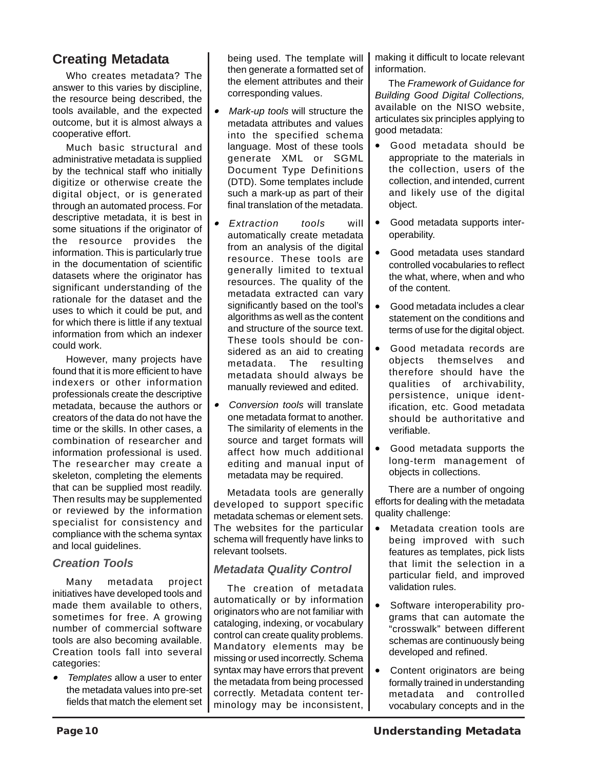## Creating Metadata

Who creates metadata? The answer to this varies by discipline, the resource being described, the tools available, and the expected outcome, but it is almost always a cooperative effort.

Much basic structural and administrative metadata is supplied by the technical staff who initially digitize or otherwise create the digital object, or is generated through an automated process. For descriptive metadata, it is best in some situations if the originator of the resource provides the information. This is particularly true in the documentation of scientific datasets where the originator has significant understanding of the rationale for the dataset and the uses to which it could be put, and for which there is little if any textual information from which an indexer could work.

However, many projects have found that it is more efficient to have indexers or other information professionals create the descriptive metadata, because the authors or creators of the data do not have the time or the skills. In other cases, a combination of researcher and information professional is used. The researcher may create a skeleton, completing the elements that can be supplied most readily. Then results may be supplemented or reviewed by the information specialist for consistency and compliance with the schema syntax and local guidelines.

### Creation Tools

Many metadata project initiatives have developed tools and made them available to others, sometimes for free. A growing number of commercial software tools are also becoming available. Creation tools fall into several categories:

- *Templates* allow a user to enter the metadata values into pre-set fields that match the element set being used. The template will then generate a formatted set of the element attributes and their corresponding values.
- *Mark-up tools* will structure the metadata attributes and values into the specified schema language. Most of these tools generate XML or SGML Document Type Definitions (DTD). Some templates include such a mark-up as part of their final translation of the metadata.
- *Extraction tools* will automatically create metadata from an analysis of the digital resource. These tools are generally limited to textual resources. The quality of the metadata extracted can vary significantly based on the tool's algorithms as well as the content and structure of the source text. These tools should be considered as an aid to creating metadata. The resulting metadata should always be manually reviewed and edited.
- *Conversion tools* will translate one metadata format to another. The similarity of elements in the source and target formats will affect how much additional editing and manual input of metadata may be required.

Metadata tools are generally developed to support specific metadata schemas or element sets. The websites for the particular schema will frequently have links to relevant toolsets.

### Metadata Quality Control

The creation of metadata automatically or by information originators who are not familiar with cataloging, indexing, or vocabulary control can create quality problems. Mandatory elements may be missing or used incorrectly. Schema syntax may have errors that prevent the metadata from being processed correctly. Metadata content terminology may be inconsistent, making it difficult to locate relevant information.

The *Framework of Guidance for Building Good Digital Collections,* available on the NISO website, articulates six principles applying to good metadata:

- Good metadata should be appropriate to the materials in the collection, users of the collection, and intended, current and likely use of the digital object.
- Good metadata supports interoperability.
- Good metadata uses standard controlled vocabularies to reflect the what, where, when and who of the content.
- Good metadata includes a clear statement on the conditions and terms of use for the digital object.
- Good metadata records are objects themselves and therefore should have the qualities of archivability, persistence, unique identification, etc. Good metadata should be authoritative and verifiable.
- Good metadata supports the long-term management of objects in collections.

There are a number of ongoing efforts for dealing with the metadata quality challenge:

- Metadata creation tools are being improved with such features as templates, pick lists that limit the selection in a particular field, and improved validation rules.
- Software interoperability programs that can automate the "crosswalk" between different schemas are continuously being developed and refined.
- Content originators are being formally trained in understanding metadata and controlled vocabulary concepts and in the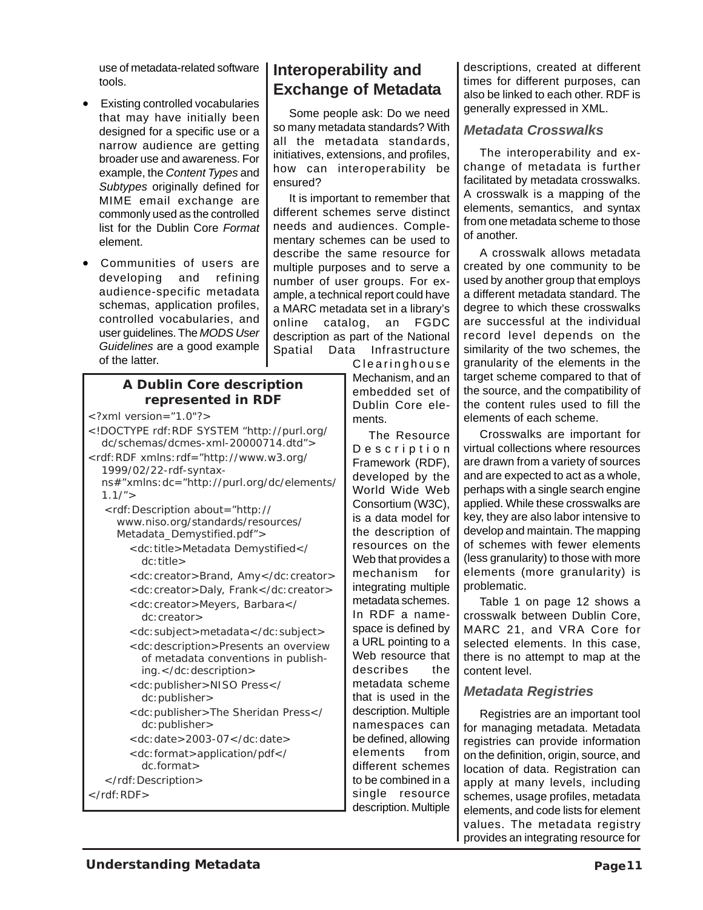use of metadata-related software tools.

- Existing controlled vocabularies that may have initially been designed for a specific use or a narrow audience are getting broader use and awareness. For example, the *Content Types* and *Subtypes* originally defined for MIME email exchange are commonly used as the controlled list for the Dublin Core *Format* element.
- Communities of users are developing and refining audience-specific metadata schemas, application profiles, controlled vocabularies, and user guidelines. The *MODS User Guidelines* are a good example of the latter.

**A Dublin Core description represented in RDF**

```
<?xml version="1.0"?>
<!DOCTYPE rdf:RDF SYSTEM "http://purl.org/
   dc/schemas/dcmes-xml-20000714.dtd">
<rdf:RDF xmlns:rdf="http://www.w3.org/
   1999/02/22-rdf-syntax-
   ns#"xmlns:dc="http://purl.org/dc/elements/
   1.1/">
   <rdf:Description about="http://
      www.niso.org/standards/resources/
      Metadata_Demystified.pdf">
        <dc:title>Metadata Demystified</
           dc:title>
        <dc:creator>Brand, Amy</dc:creator>
        <dc:creator>Daly, Frank</dc:creator>
        <dc:creator>Meyers, Barbara</
           dc:creator>
        <dc:subject>metadata</dc:subject>
        <dc:description>Presents an overview
           of metadata conventions in publish-
           ing.</dc:description>
        <dc:publisher>NISO Press</
           dc:publisher>
        <dc:publisher>The Sheridan Press</
           dc:publisher>
        <dc:date>2003-07</dc:date>
        <dc:format>application/pdf</
           dc.format>
   </rdf:Description>
</rdf:RDF>
```

## Interoperability and Exchange of Metadata

Some people ask: Do we need so many metadata standards? With all the metadata standards, initiatives, extensions, and profiles, how can interoperability be ensured?

It is important to remember that different schemes serve distinct needs and audiences. Complementary schemes can be used to describe the same resource for multiple purposes and to serve a number of user groups. For example, a technical report could have a MARC metadata set in a library's online catalog, an FGDC description as part of the National Spatial Data Infrastructure Clearinghouse Mechanism, and an embedded set of Dublin Core elements.

The Resource Description Framework (RDF), developed by the World Wide Web Consortium (W3C), is a data model for the description of resources on the Web that provides a mechanism for integrating multiple metadata schemes. In RDF a namespace is defined by a URL pointing to a Web resource that describes the metadata scheme that is used in the description. Multiple namespaces can be defined, allowing elements from different schemes to be combined in a single resource description. Multiple descriptions, created at different times for different purposes, can also be linked to each other. RDF is generally expressed in XML.

### Metadata Crosswalks

The interoperability and exchange of metadata is further facilitated by metadata crosswalks. A crosswalk is a mapping of the elements, semantics, and syntax from one metadata scheme to those of another.

A crosswalk allows metadata created by one community to be used by another group that employs a different metadata standard. The degree to which these crosswalks are successful at the individual record level depends on the similarity of the two schemes, the granularity of the elements in the target scheme compared to that of the source, and the compatibility of the content rules used to fill the elements of each scheme.

Crosswalks are important for virtual collections where resources are drawn from a variety of sources and are expected to act as a whole, perhaps with a single search engine applied. While these crosswalks are key, they are also labor intensive to develop and maintain. The mapping of schemes with fewer elements (less granularity) to those with more elements (more granularity) is problematic.

Table 1 on page 12 shows a crosswalk between Dublin Core, MARC 21, and VRA Core for selected elements. In this case, there is no attempt to map at the content level.

### Metadata Registries

Registries are an important tool for managing metadata. Metadata registries can provide information on the definition, origin, source, and location of data. Registration can apply at many levels, including schemes, usage profiles, metadata elements, and code lists for element values. The metadata registry provides an integrating resource for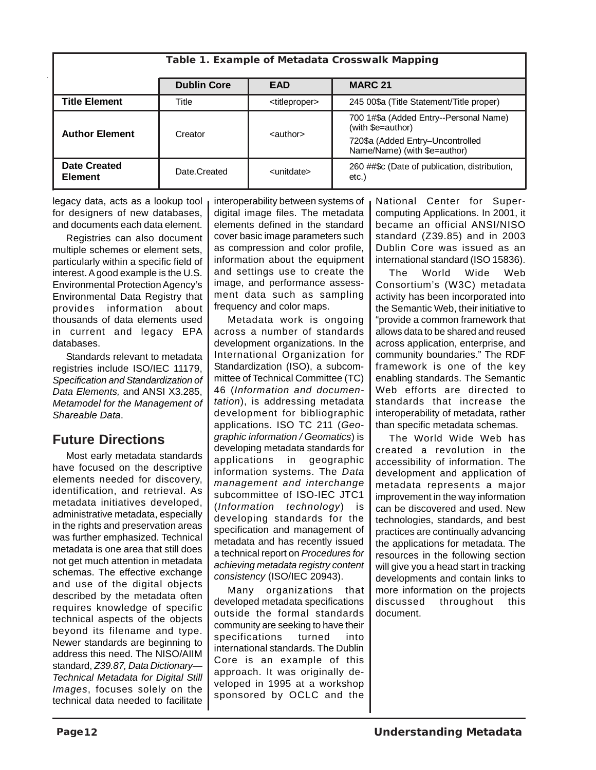**Table 1. Example of Metadata Crosswalk Mapping**

| | Dublin Core | EAD | MARC 21 |
|---|---|---|---|
| **Title Element** | Title | <titleproper> | 245 00$a (Title Statement/Title proper) |
| **Author Element** | Creator | <author> | 700 1#$a (Added Entry--Personal Name) (with $e=author)<br>720$a (Added Entry–Uncontrolled Name/Name) (with $e=author) |
| **Date Created Element** | Date.Created | <unitdate> | 260 ##$c (Date of publication, distribution, etc.) |

legacy data, acts as a lookup tool for designers of new databases, and documents each data element.

Registries can also document multiple schemes or element sets, particularly within a specific field of interest. A good example is the U.S. Environmental Protection Agency's Environmental Data Registry that provides information about thousands of data elements used in current and legacy EPA databases.

Standards relevant to metadata registries include ISO/IEC 11179, *Specification and Standardization of Data Elements,* and ANSI X3.285, *Metamodel for the Management of Shareable Data*.

## Future Directions

Most early metadata standards have focused on the descriptive elements needed for discovery, identification, and retrieval. As metadata initiatives developed, administrative metadata, especially in the rights and preservation areas was further emphasized. Technical metadata is one area that still does not get much attention in metadata schemas. The effective exchange and use of the digital objects described by the metadata often requires knowledge of specific technical aspects of the objects beyond its filename and type. Newer standards are beginning to address this need. The NISO/AIIM standard, *Z39.87, Data Dictionary—Technical Metadata for Digital Still Images*, focuses solely on the technical data needed to facilitate interoperability between systems of digital image files. The metadata elements defined in the standard cover basic image parameters such as compression and color profile, information about the equipment and settings use to create the image, and performance assessment data such as sampling frequency and color maps.

Metadata work is ongoing across a number of standards development organizations. In the International Organization for Standardization (ISO), a subcommittee of Technical Committee (TC) 46 (*Information and documentation*), is addressing metadata development for bibliographic applications. ISO TC 211 (*Geographic information / Geomatics*) is developing metadata standards for applications in geographic information systems. The *Data management and interchange* subcommittee of ISO-IEC JTC1 (*Information technology*) is developing standards for the specification and management of metadata and has recently issued a technical report on *Procedures for achieving metadata registry content consistency* (ISO/IEC 20943).

Many organizations that developed metadata specifications outside the formal standards community are seeking to have their specifications turned into international standards. The Dublin Core is an example of this approach. It was originally developed in 1995 at a workshop sponsored by OCLC and the National Center for Supercomputing Applications. In 2001, it became an official ANSI/NISO standard (Z39.85) and in 2003 Dublin Core was issued as an international standard (ISO 15836).

The World Wide Web Consortium's (W3C) metadata activity has been incorporated into the Semantic Web, their initiative to "provide a common framework that allows data to be shared and reused across application, enterprise, and community boundaries." The RDF framework is one of the key enabling standards. The Semantic Web efforts are directed to standards that increase the interoperability of metadata, rather than specific metadata schemas.

The World Wide Web has created a revolution in the accessibility of information. The development and application of metadata represents a major improvement in the way information can be discovered and used. New technologies, standards, and best practices are continually advancing the applications for metadata. The resources in the following section will give you a head start in tracking developments and contain links to more information on the projects discussed throughout this document.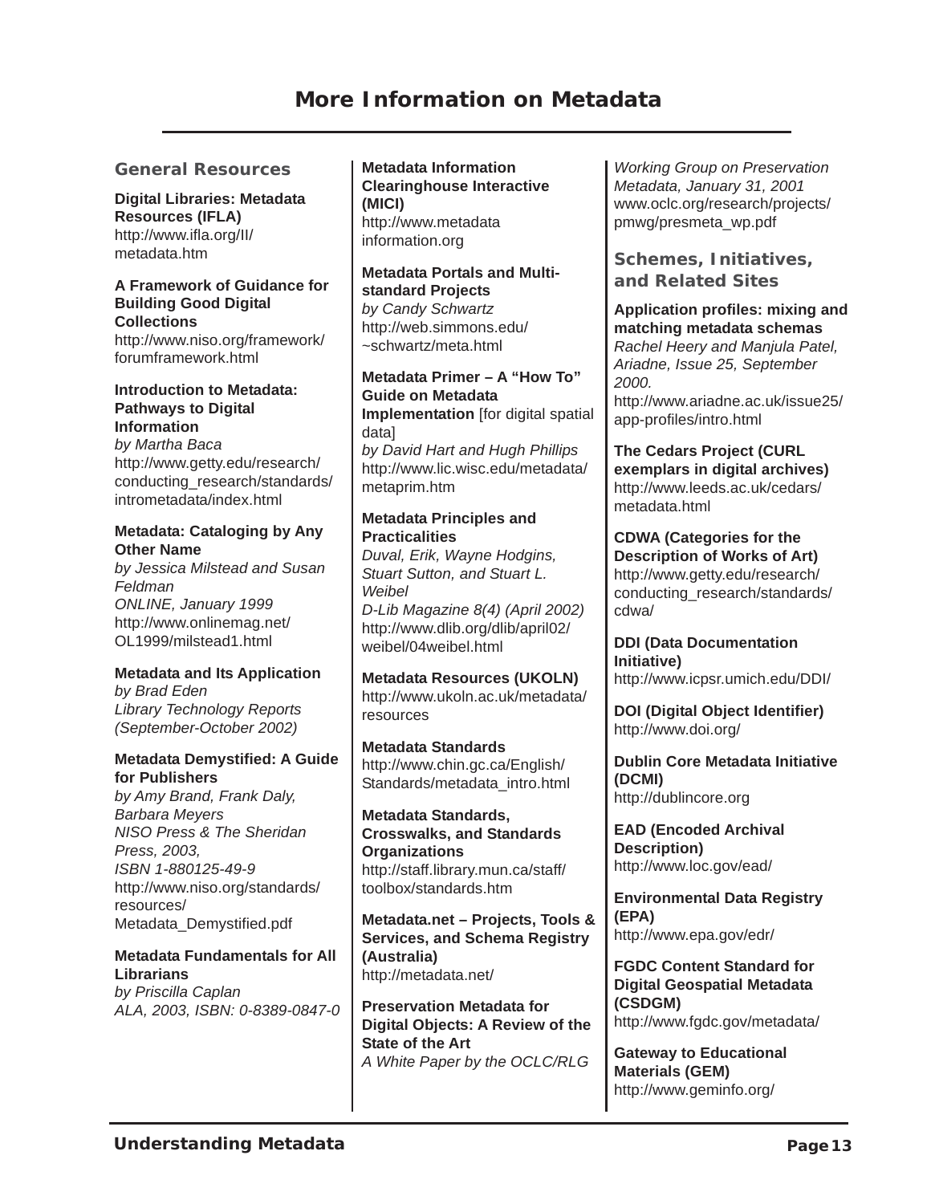# More Information on Metadata

## General Resources

**Digital Libraries: Metadata Resources (IFLA)**
http://www.ifla.org/II/metadata.htm

**A Framework of Guidance for Building Good Digital Collections**
http://www.niso.org/framework/forumframework.html

**Introduction to Metadata: Pathways to Digital Information**
*by Martha Baca*
http://www.getty.edu/research/conducting_research/standards/intrometadata/index.html

**Metadata: Cataloging by Any Other Name**
*by Jessica Milstead and Susan Feldman*
*ONLINE, January 1999*
http://www.onlinemag.net/OL1999/milstead1.html

**Metadata and Its Application**
*by Brad Eden*
*Library Technology Reports (September-October 2002)*

**Metadata Demystified: A Guide for Publishers**
*by Amy Brand, Frank Daly, Barbara Meyers*
*NISO Press & The Sheridan Press, 2003,*
*ISBN 1-880125-49-9*
http://www.niso.org/standards/resources/Metadata_Demystified.pdf

**Metadata Fundamentals for All Librarians**
*by Priscilla Caplan*
*ALA, 2003, ISBN: 0-8389-0847-0*

**Metadata Information Clearinghouse Interactive (MICI)**
http://www.metadatainformation.org

**Metadata Portals and Multi-standard Projects**
*by Candy Schwartz*
http://web.simmons.edu/~schwartz/meta.html

**Metadata Primer – A "How To" Guide on Metadata Implementation** [for digital spatial data]
*by David Hart and Hugh Phillips*
http://www.lic.wisc.edu/metadata/metaprim.htm

**Metadata Principles and Practicalities**
*Duval, Erik, Wayne Hodgins, Stuart Sutton, and Stuart L. Weibel*
*D-Lib Magazine 8(4) (April 2002)*
http://www.dlib.org/dlib/april02/weibel/04weibel.html

**Metadata Resources (UKOLN)**
http://www.ukoln.ac.uk/metadata/resources

**Metadata Standards**
http://www.chin.gc.ca/English/Standards/metadata_intro.html

**Metadata Standards, Crosswalks, and Standards Organizations**
http://staff.library.mun.ca/staff/toolbox/standards.htm

**Metadata.net – Projects, Tools & Services, and Schema Registry (Australia)**
http://metadata.net/

**Preservation Metadata for Digital Objects: A Review of the State of the Art**
*A White Paper by the OCLC/RLG Working Group on Preservation Metadata, January 31, 2001*
www.oclc.org/research/projects/pmwg/presmeta_wp.pdf

## Schemes, Initiatives, and Related Sites

**Application profiles: mixing and matching metadata schemas**
*Rachel Heery and Manjula Patel, Ariadne, Issue 25, September 2000.*
http://www.ariadne.ac.uk/issue25/app-profiles/intro.html

**The Cedars Project (CURL exemplars in digital archives)**
http://www.leeds.ac.uk/cedars/metadata.html

**CDWA (Categories for the Description of Works of Art)**
http://www.getty.edu/research/conducting_research/standards/cdwa/

**DDI (Data Documentation Initiative)**
http://www.icpsr.umich.edu/DDI/

**DOI (Digital Object Identifier)**
http://www.doi.org/

**Dublin Core Metadata Initiative (DCMI)**
http://dublincore.org

**EAD (Encoded Archival Description)**
http://www.loc.gov/ead/

**Environmental Data Registry (EPA)**
http://www.epa.gov/edr/

**FGDC Content Standard for Digital Geospatial Metadata (CSDGM)**
http://www.fgdc.gov/metadata/

**Gateway to Educational Materials (GEM)**
http://www.geminfo.org/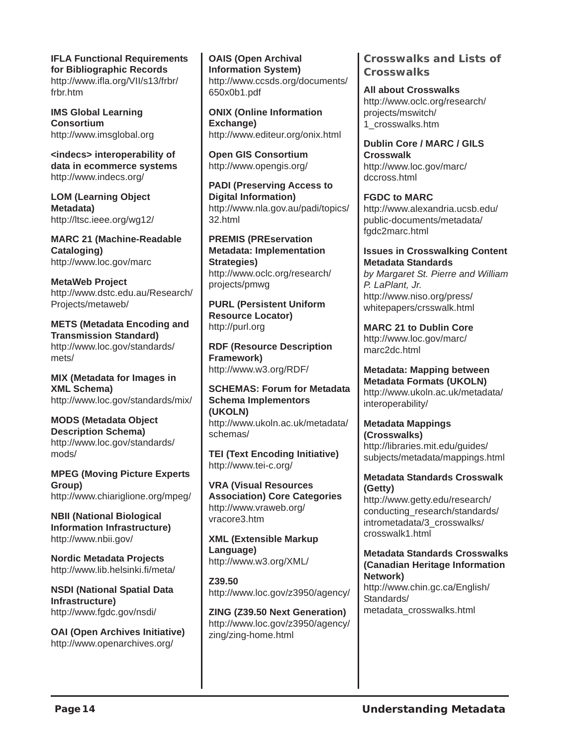**IFLA Functional Requirements for Bibliographic Records**
http://www.ifla.org/VII/s13/frbr/frbr.htm

**IMS Global Learning Consortium**
http://www.imsglobal.org

**<indecs> interoperability of data in ecommerce systems**
http://www.indecs.org/

**LOM (Learning Object Metadata)**
http://ltsc.ieee.org/wg12/

**MARC 21 (Machine-Readable Cataloging)**
http://www.loc.gov/marc

**MetaWeb Project**
http://www.dstc.edu.au/Research/Projects/metaweb/

**METS (Metadata Encoding and Transmission Standard)**
http://www.loc.gov/standards/mets/

**MIX (Metadata for Images in XML Schema)**
http://www.loc.gov/standards/mix/

**MODS (Metadata Object Description Schema)**
http://www.loc.gov/standards/mods/

**MPEG (Moving Picture Experts Group)**
http://www.chiariglione.org/mpeg/

**NBII (National Biological Information Infrastructure)**
http://www.nbii.gov/

**Nordic Metadata Projects**
http://www.lib.helsinki.fi/meta/

**NSDI (National Spatial Data Infrastructure)**
http://www.fgdc.gov/nsdi/

**OAI (Open Archives Initiative)**
http://www.openarchives.org/

**OAIS (Open Archival Information System)**
http://www.ccsds.org/documents/650x0b1.pdf

**ONIX (Online Information Exchange)**
http://www.editeur.org/onix.html

**Open GIS Consortium**
http://www.opengis.org/

**PADI (Preserving Access to Digital Information)**
http://www.nla.gov.au/padi/topics/32.html

**PREMIS (PREservation Metadata: Implementation Strategies)**
http://www.oclc.org/research/projects/pmwg

**PURL (Persistent Uniform Resource Locator)**
http://purl.org

**RDF (Resource Description Framework)**
http://www.w3.org/RDF/

**SCHEMAS: Forum for Metadata Schema Implementors (UKOLN)**
http://www.ukoln.ac.uk/metadata/schemas/

**TEI (Text Encoding Initiative)**
http://www.tei-c.org/

**VRA (Visual Resources Association) Core Categories**
http://www.vraweb.org/vracore3.htm

**XML (Extensible Markup Language)**
http://www.w3.org/XML/

**Z39.50**
http://www.loc.gov/z3950/agency/

**ZING (Z39.50 Next Generation)**
http://www.loc.gov/z3950/agency/zing/zing-home.html

## Crosswalks and Lists of Crosswalks

**All about Crosswalks**
http://www.oclc.org/research/projects/mswitch/1_crosswalks.htm

**Dublin Core / MARC / GILS Crosswalk**
http://www.loc.gov/marc/dccross.html

**FGDC to MARC**
http://www.alexandria.ucsb.edu/public-documents/metadata/fgdc2marc.html

**Issues in Crosswalking Content Metadata Standards**
*by Margaret St. Pierre and William P. LaPlant, Jr.*
http://www.niso.org/press/whitepapers/crsswalk.html

**MARC 21 to Dublin Core**
http://www.loc.gov/marc/marc2dc.html

**Metadata: Mapping between Metadata Formats (UKOLN)**
http://www.ukoln.ac.uk/metadata/interoperability/

**Metadata Mappings (Crosswalks)**
http://libraries.mit.edu/guides/subjects/metadata/mappings.html

**Metadata Standards Crosswalk (Getty)**
http://www.getty.edu/research/conducting_research/standards/intrometadata/3_crosswalks/crosswalk1.html

**Metadata Standards Crosswalks (Canadian Heritage Information Network)**
http://www.chin.gc.ca/English/Standards/metadata_crosswalks.html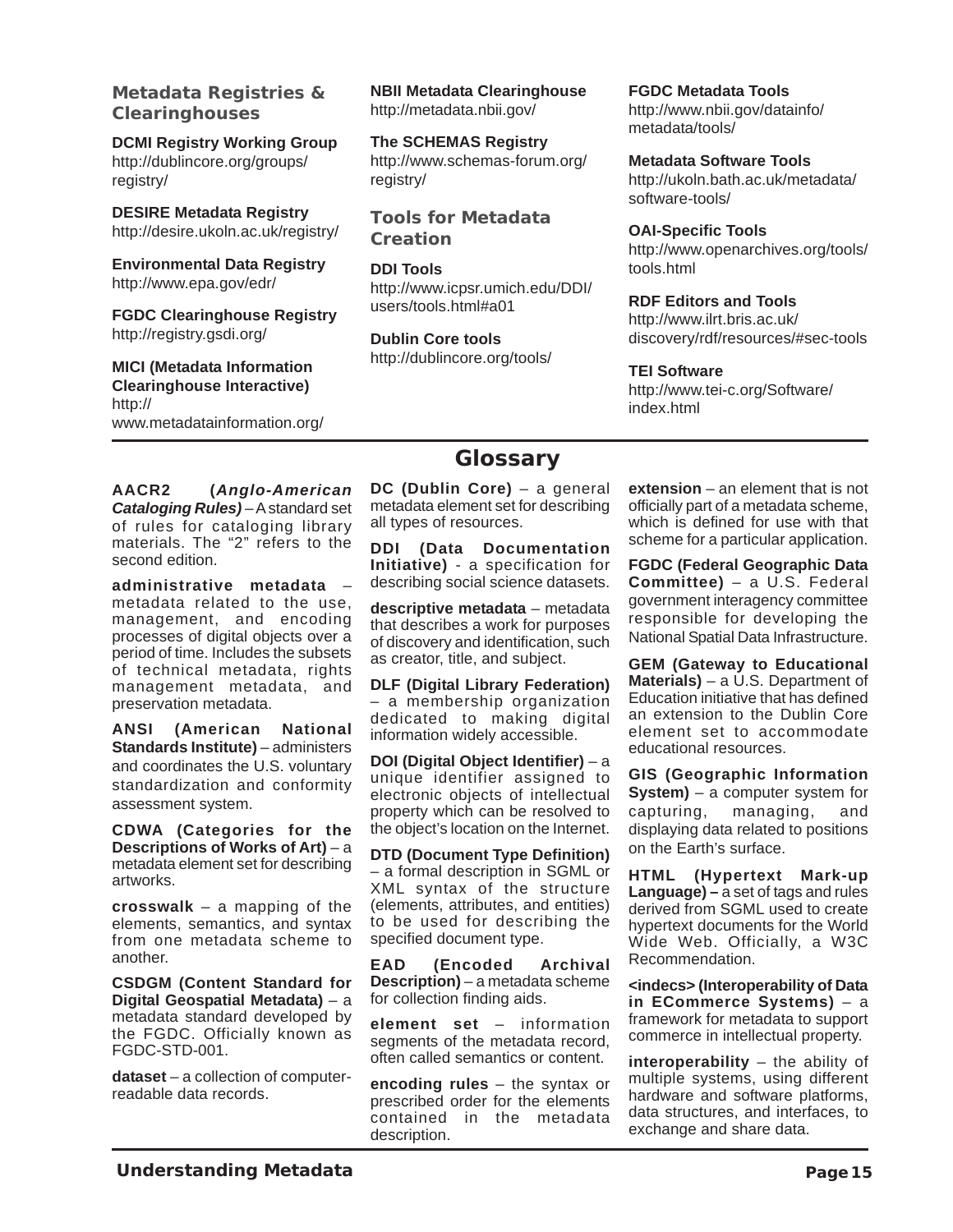### Metadata Registries & Clearinghouses

**DCMI Registry Working Group**
http://dublincore.org/groups/registry/

**DESIRE Metadata Registry**
http://desire.ukoln.ac.uk/registry/

**Environmental Data Registry**
http://www.epa.gov/edr/

**FGDC Clearinghouse Registry**
http://registry.gsdi.org/

**MICI (Metadata Information Clearinghouse Interactive)**
http://www.metadatainformation.org/

**NBII Metadata Clearinghouse**
http://metadata.nbii.gov/

**The SCHEMAS Registry**
http://www.schemas-forum.org/registry/

### Tools for Metadata Creation

**DDI Tools**
http://www.icpsr.umich.edu/DDI/users/tools.html#a01

**Dublin Core tools**
http://dublincore.org/tools/

**FGDC Metadata Tools**
http://www.nbii.gov/datainfo/metadata/tools/

**Metadata Software Tools**
http://ukoln.bath.ac.uk/metadata/software-tools/

**OAI-Specific Tools**
http://www.openarchives.org/tools/tools.html

**RDF Editors and Tools**
http://www.ilrt.bris.ac.uk/discovery/rdf/resources/#sec-tools

**TEI Software**
http://www.tei-c.org/Software/index.html

## Glossary

**AACR2 (*Anglo-American Cataloging Rules*)** – A standard set of rules for cataloging library materials. The "2" refers to the second edition.

**administrative metadata** – metadata related to the use, management, and encoding processes of digital objects over a period of time. Includes the subsets of technical metadata, rights management metadata, and preservation metadata.

**ANSI (American National Standards Institute)** – administers and coordinates the U.S. voluntary standardization and conformity assessment system.

**CDWA (Categories for the Descriptions of Works of Art)** – a metadata element set for describing artworks.

**crosswalk** – a mapping of the elements, semantics, and syntax from one metadata scheme to another.

**CSDGM (Content Standard for Digital Geospatial Metadata)** – a metadata standard developed by the FGDC. Officially known as FGDC-STD-001.

**dataset** – a collection of computer-readable data records.

**DC (Dublin Core)** – a general metadata element set for describing all types of resources.

**DDI (Data Documentation Initiative)** - a specification for describing social science datasets.

**descriptive metadata** – metadata that describes a work for purposes of discovery and identification, such as creator, title, and subject.

**DLF (Digital Library Federation)** – a membership organization dedicated to making digital information widely accessible.

**DOI (Digital Object Identifier)** – a unique identifier assigned to electronic objects of intellectual property which can be resolved to the object's location on the Internet.

**DTD (Document Type Definition)** – a formal description in SGML or XML syntax of the structure (elements, attributes, and entities) to be used for describing the specified document type.

**EAD (Encoded Archival Description)** – a metadata scheme for collection finding aids.

**element set** – information segments of the metadata record, often called semantics or content.

**encoding rules** – the syntax or prescribed order for the elements contained in the metadata description.

**extension** – an element that is not officially part of a metadata scheme, which is defined for use with that scheme for a particular application.

**FGDC (Federal Geographic Data Committee)** – a U.S. Federal government interagency committee responsible for developing the National Spatial Data Infrastructure.

**GEM (Gateway to Educational Materials)** – a U.S. Department of Education initiative that has defined an extension to the Dublin Core element set to accommodate educational resources.

**GIS (Geographic Information System)** – a computer system for capturing, managing, and displaying data related to positions on the Earth's surface.

**HTML (Hypertext Mark-up Language) –** a set of tags and rules derived from SGML used to create hypertext documents for the World Wide Web. Officially, a W3C Recommendation.

**<indecs> (Interoperability of Data in ECommerce Systems)** – a framework for metadata to support commerce in intellectual property.

**interoperability** – the ability of multiple systems, using different hardware and software platforms, data structures, and interfaces, to exchange and share data.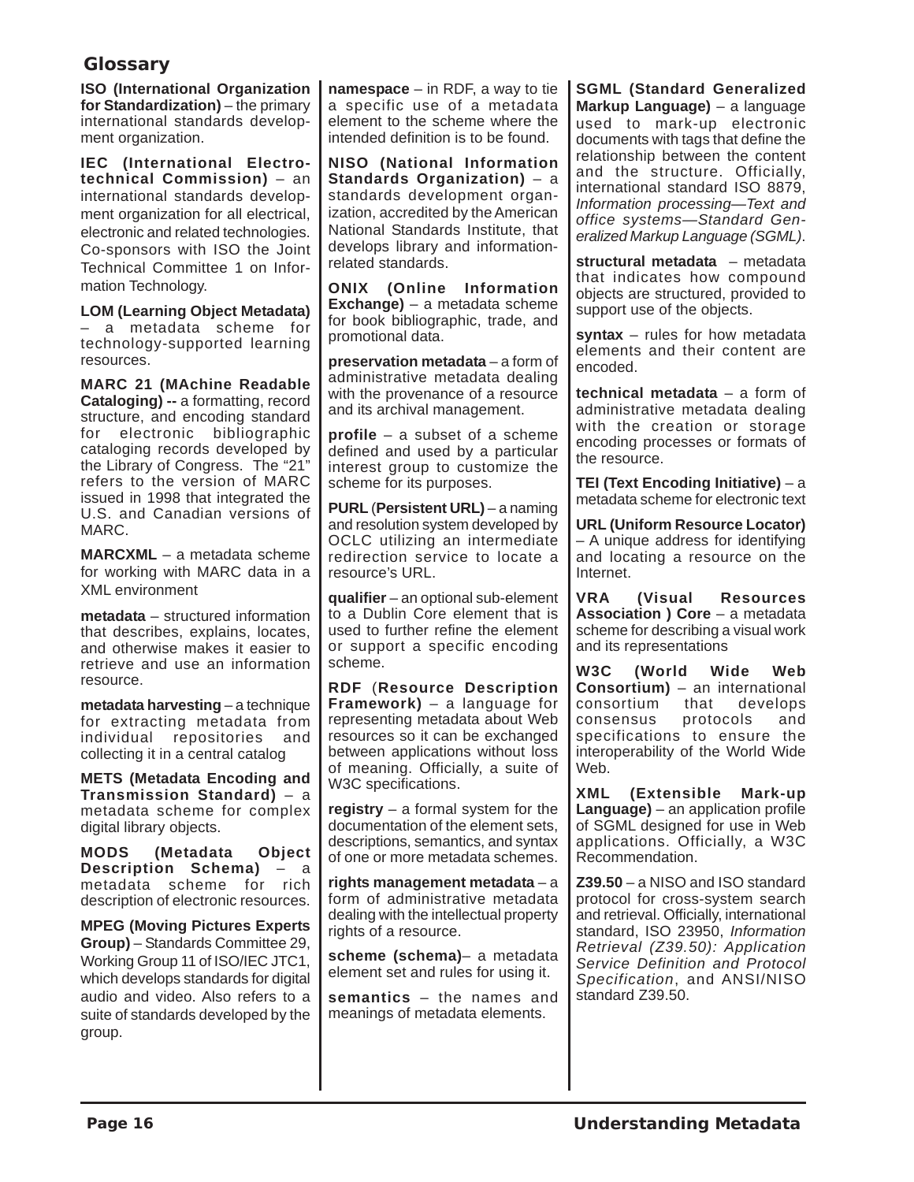## Glossary

**ISO (International Organization for Standardization)** – the primary international standards development organization.

**IEC (International Electrotechnical Commission)** – an international standards development organization for all electrical, electronic and related technologies. Co-sponsors with ISO the Joint Technical Committee 1 on Information Technology.

**LOM (Learning Object Metadata)** – a metadata scheme for technology-supported learning resources.

**MARC 21 (MAchine Readable Cataloging) --** a formatting, record structure, and encoding standard for electronic bibliographic cataloging records developed by the Library of Congress. The "21" refers to the version of MARC issued in 1998 that integrated the U.S. and Canadian versions of MARC.

**MARCXML** – a metadata scheme for working with MARC data in a XML environment

**metadata** – structured information that describes, explains, locates, and otherwise makes it easier to retrieve and use an information resource.

**metadata harvesting** – a technique for extracting metadata from individual repositories and collecting it in a central catalog

**METS (Metadata Encoding and Transmission Standard)** – a metadata scheme for complex digital library objects.

**MODS (Metadata Object Description Schema)** – a metadata scheme for rich description of electronic resources.

**MPEG (Moving Pictures Experts Group)** – Standards Committee 29, Working Group 11 of ISO/IEC JTC1, which develops standards for digital audio and video. Also refers to a suite of standards developed by the group.

**namespace** – in RDF, a way to tie a specific use of a metadata element to the scheme where the intended definition is to be found.

**NISO (National Information Standards Organization)** – a standards development organization, accredited by the American National Standards Institute, that develops library and information-related standards.

**ONIX (Online Information Exchange)** – a metadata scheme for book bibliographic, trade, and promotional data.

**preservation metadata** – a form of administrative metadata dealing with the provenance of a resource and its archival management.

**profile** – a subset of a scheme defined and used by a particular interest group to customize the scheme for its purposes.

**PURL** (**Persistent URL)** – a naming and resolution system developed by OCLC utilizing an intermediate redirection service to locate a resource's URL.

**qualifier** – an optional sub-element to a Dublin Core element that is used to further refine the element or support a specific encoding scheme.

**RDF** (**Resource Description Framework)** – a language for representing metadata about Web resources so it can be exchanged between applications without loss of meaning. Officially, a suite of W3C specifications.

**registry** – a formal system for the documentation of the element sets, descriptions, semantics, and syntax of one or more metadata schemes.

**rights management metadata** – a form of administrative metadata dealing with the intellectual property rights of a resource.

**scheme (schema)**– a metadata element set and rules for using it.

**semantics** – the names and meanings of metadata elements.

**SGML (Standard Generalized Markup Language)** – a language used to mark-up electronic documents with tags that define the relationship between the content and the structure. Officially, international standard ISO 8879, *Information processing—Text and office systems—Standard Generalized Markup Language (SGML)*.

**structural metadata** – metadata that indicates how compound objects are structured, provided to support use of the objects.

**syntax** – rules for how metadata elements and their content are encoded.

**technical metadata** – a form of administrative metadata dealing with the creation or storage encoding processes or formats of the resource.

**TEI (Text Encoding Initiative)** – a metadata scheme for electronic text

**URL (Uniform Resource Locator)** – A unique address for identifying and locating a resource on the Internet.

**VRA (Visual Resources Association ) Core** – a metadata scheme for describing a visual work and its representations

**W3C (World Wide Web Consortium)** – an international consortium that develops consensus protocols and specifications to ensure the interoperability of the World Wide Web.

**XML (Extensible Mark-up Language)** – an application profile of SGML designed for use in Web applications. Officially, a W3C Recommendation.

**Z39.50** – a NISO and ISO standard protocol for cross-system search and retrieval. Officially, international standard, ISO 23950, *Information Retrieval (Z39.50): Application Service Definition and Protocol Specification*, and ANSI/NISO standard Z39.50.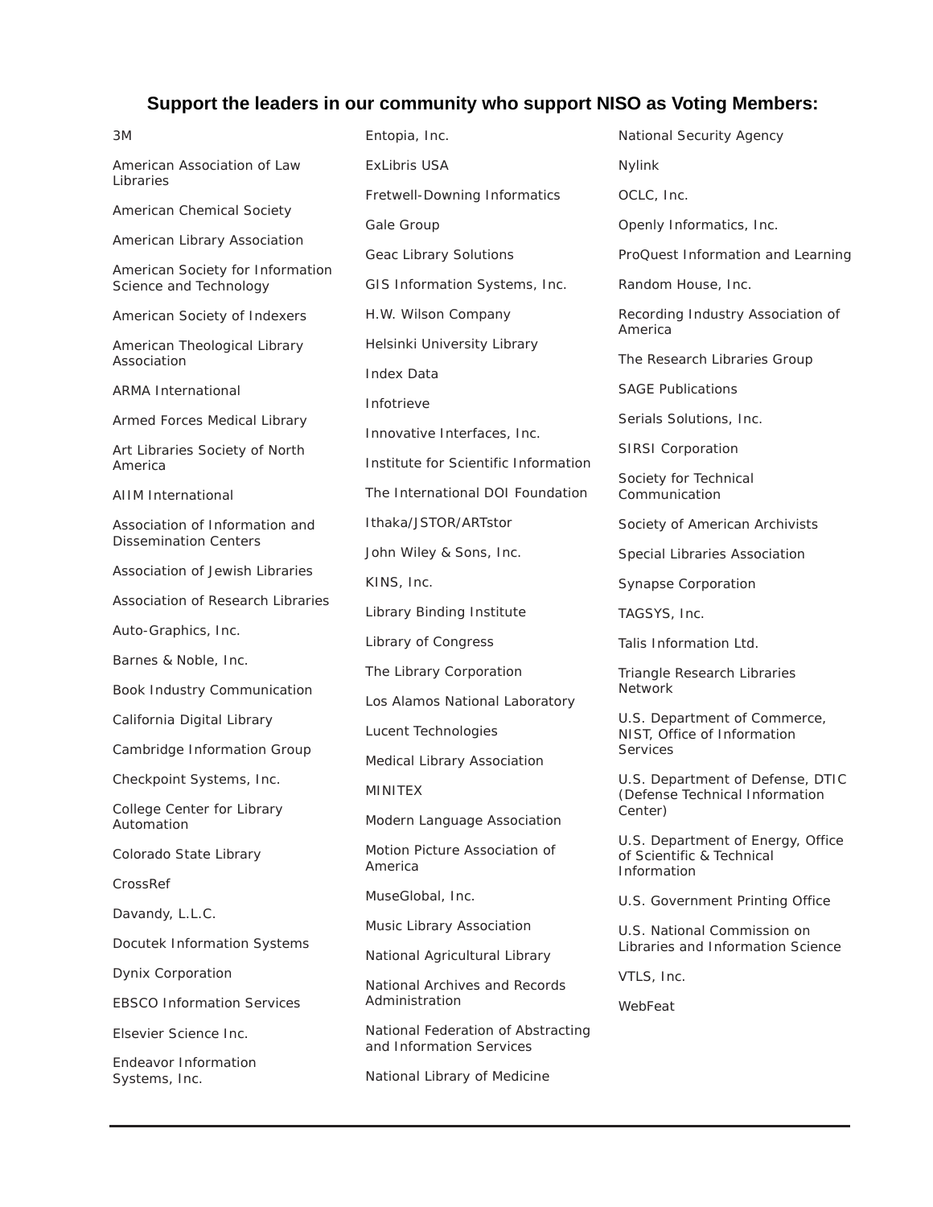## Support the leaders in our community who support NISO as Voting Members:

3M

American Association of Law Libraries

American Chemical Society

American Library Association

American Society for Information Science and Technology

American Society of Indexers

American Theological Library Association

ARMA International

Armed Forces Medical Library

Art Libraries Society of North America

AIIM International

Association of Information and Dissemination Centers

Association of Jewish Libraries

Association of Research Libraries

Auto-Graphics, Inc.

Barnes & Noble, Inc.

Book Industry Communication

California Digital Library

Cambridge Information Group

Checkpoint Systems, Inc.

College Center for Library Automation

Colorado State Library

CrossRef

Davandy, L.L.C.

Docutek Information Systems

Dynix Corporation

EBSCO Information Services

Elsevier Science Inc.

Endeavor Information Systems, Inc.

Entopia, Inc.

ExLibris USA

Fretwell-Downing Informatics

Gale Group

Geac Library Solutions

GIS Information Systems, Inc.

H.W. Wilson Company

Helsinki University Library

Index Data

Infotrieve

Innovative Interfaces, Inc.

Institute for Scientific Information

The International DOI Foundation

Ithaka/JSTOR/ARTstor

John Wiley & Sons, Inc.

KINS, Inc.

Library Binding Institute

Library of Congress

The Library Corporation

Los Alamos National Laboratory

Lucent Technologies

Medical Library Association

MINITEX

Modern Language Association

Motion Picture Association of America

MuseGlobal, Inc.

Music Library Association

National Agricultural Library

National Archives and Records Administration

National Federation of Abstracting and Information Services

National Library of Medicine

National Security Agency

Nylink

OCLC, Inc.

Openly Informatics, Inc.

ProQuest Information and Learning

Random House, Inc.

Recording Industry Association of America

The Research Libraries Group

SAGE Publications

Serials Solutions, Inc.

SIRSI Corporation

Society for Technical Communication

Society of American Archivists

Special Libraries Association

Synapse Corporation

TAGSYS, Inc.

Talis Information Ltd.

Triangle Research Libraries Network

U.S. Department of Commerce, NIST, Office of Information Services

U.S. Department of Defense, DTIC (Defense Technical Information Center)

U.S. Department of Energy, Office of Scientific & Technical Information

U.S. Government Printing Office

U.S. National Commission on Libraries and Information Science

VTLS, Inc.

WebFeat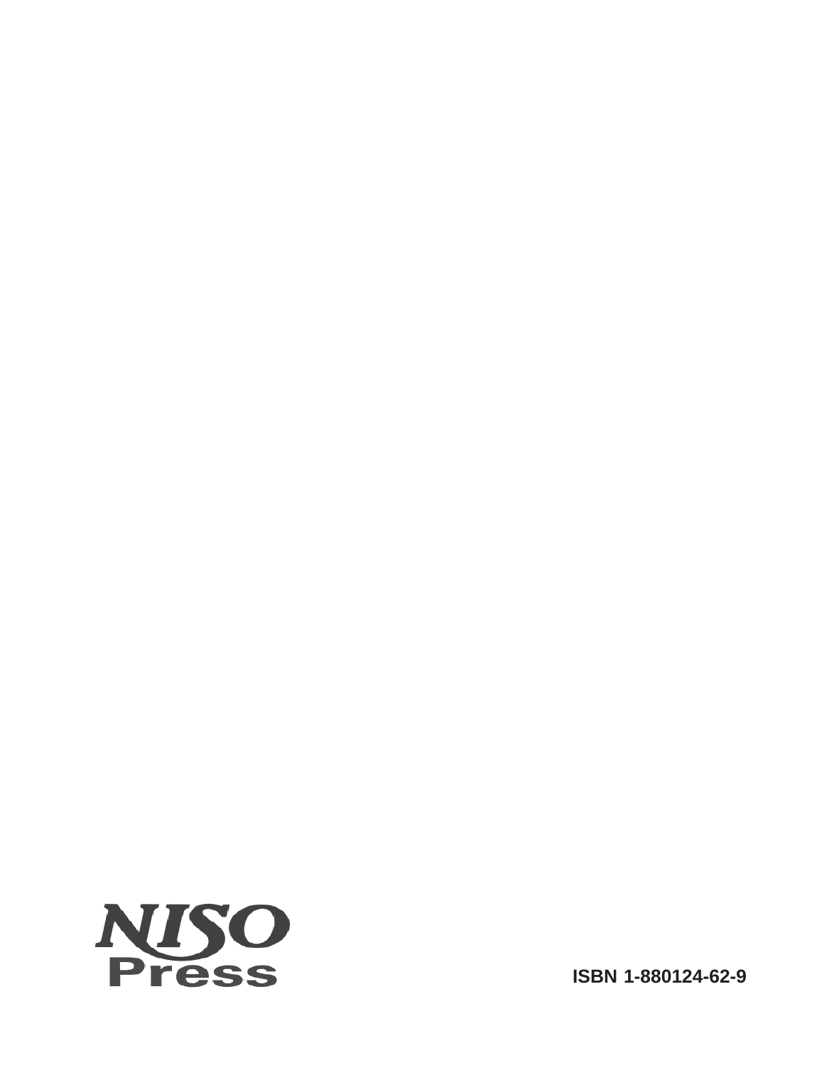NISO Press

ISBN 1-880124-62-9